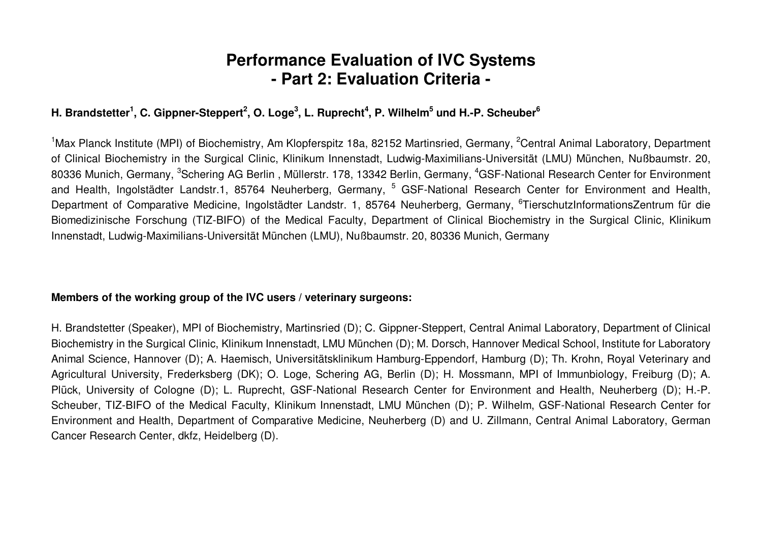# Performance Evaluation of IVC Systems
# - Part 2: Evaluation Criteria -

**H. Brandstetter[1], C. Gippner-Steppert[2], O. Loge[3], L. Ruprecht[4], P. Wilhelm[5] und H.-P. Scheuber[6]**

[1]Max Planck Institute (MPI) of Biochemistry, Am Klopferspitz 18a, 82152 Martinsried, Germany, [2]Central Animal Laboratory, Department of Clinical Biochemistry in the Surgical Clinic, Klinikum Innenstadt, Ludwig-Maximilians-Universität (LMU) München, Nußbaumstr. 20, 80336 Munich, Germany, [3]Schering AG Berlin , Müllerstr. 178, 13342 Berlin, Germany, [4]GSF-National Research Center for Environment and Health, Ingolstädter Landstr.1, 85764 Neuherberg, Germany, [5] GSF-National Research Center for Environment and Health, Department of Comparative Medicine, Ingolstädter Landstr. 1, 85764 Neuherberg, Germany, [6]TierschutzInformationsZentrum für die Biomedizinische Forschung (TIZ-BIFO) of the Medical Faculty, Department of Clinical Biochemistry in the Surgical Clinic, Klinikum Innenstadt, Ludwig-Maximilians-Universität München (LMU), Nußbaumstr. 20, 80336 Munich, Germany

**Members of the working group of the IVC users / veterinary surgeons:**

H. Brandstetter (Speaker), MPI of Biochemistry, Martinsried (D); C. Gippner-Steppert, Central Animal Laboratory, Department of Clinical Biochemistry in the Surgical Clinic, Klinikum Innenstadt, LMU München (D); M. Dorsch, Hannover Medical School, Institute for Laboratory Animal Science, Hannover (D); A. Haemisch, Universitätsklinikum Hamburg-Eppendorf, Hamburg (D); Th. Krohn, Royal Veterinary and Agricultural University, Frederksberg (DK); O. Loge, Schering AG, Berlin (D); H. Mossmann, MPI of Immunbiology, Freiburg (D); A. Plück, University of Cologne (D); L. Ruprecht, GSF-National Research Center for Environment and Health, Neuherberg (D); H.-P. Scheuber, TIZ-BIFO of the Medical Faculty, Klinikum Innenstadt, LMU München (D); P. Wilhelm, GSF-National Research Center for Environment and Health, Department of Comparative Medicine, Neuherberg (D) and U. Zillmann, Central Animal Laboratory, German Cancer Research Center, dkfz, Heidelberg (D).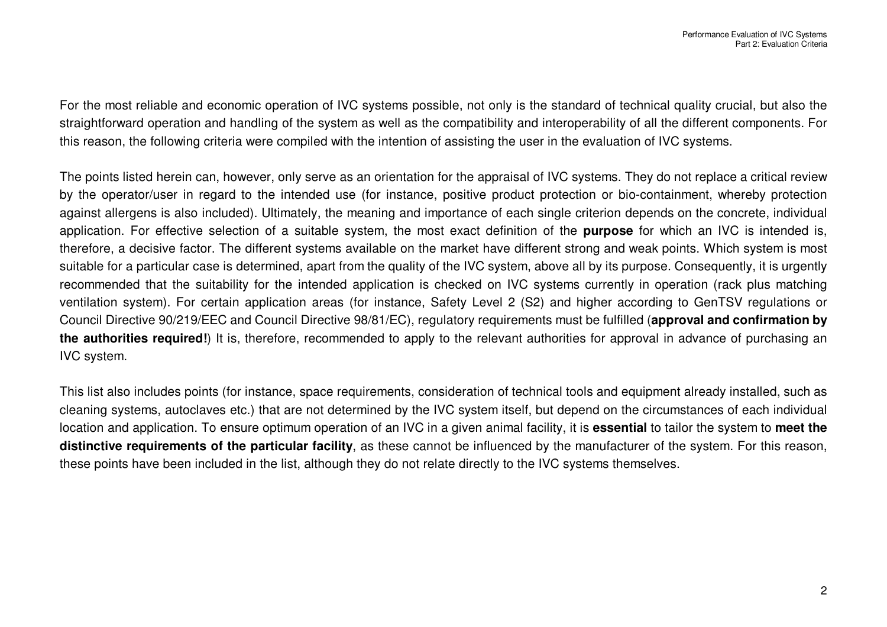For the most reliable and economic operation of IVC systems possible, not only is the standard of technical quality crucial, but also the straightforward operation and handling of the system as well as the compatibility and interoperability of all the different components. For this reason, the following criteria were compiled with the intention of assisting the user in the evaluation of IVC systems.

The points listed herein can, however, only serve as an orientation for the appraisal of IVC systems. They do not replace a critical review by the operator/user in regard to the intended use (for instance, positive product protection or bio-containment, whereby protection against allergens is also included). Ultimately, the meaning and importance of each single criterion depends on the concrete, individual application. For effective selection of a suitable system, the most exact definition of the **purpose** for which an IVC is intended is, therefore, a decisive factor. The different systems available on the market have different strong and weak points. Which system is most suitable for a particular case is determined, apart from the quality of the IVC system, above all by its purpose. Consequently, it is urgently recommended that the suitability for the intended application is checked on IVC systems currently in operation (rack plus matching ventilation system). For certain application areas (for instance, Safety Level 2 (S2) and higher according to GenTSV regulations or Council Directive 90/219/EEC and Council Directive 98/81/EC), regulatory requirements must be fulfilled (**approval and confirmation by the authorities required!**) It is, therefore, recommended to apply to the relevant authorities for approval in advance of purchasing an IVC system.

This list also includes points (for instance, space requirements, consideration of technical tools and equipment already installed, such as cleaning systems, autoclaves etc.) that are not determined by the IVC system itself, but depend on the circumstances of each individual location and application. To ensure optimum operation of an IVC in a given animal facility, it is **essential** to tailor the system to **meet the distinctive requirements of the particular facility**, as these cannot be influenced by the manufacturer of the system. For this reason, these points have been included in the list, although they do not relate directly to the IVC systems themselves.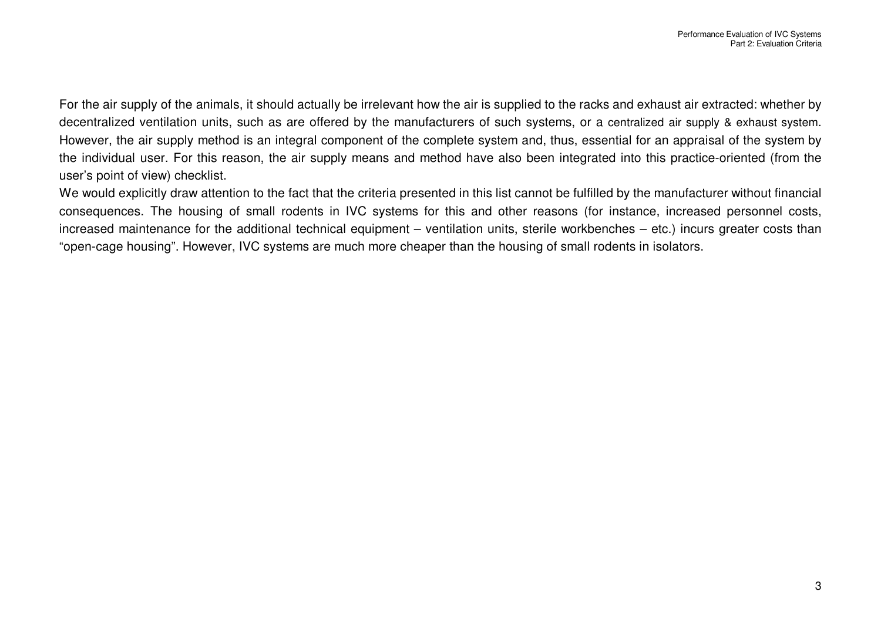For the air supply of the animals, it should actually be irrelevant how the air is supplied to the racks and exhaust air extracted: whether by decentralized ventilation units, such as are offered by the manufacturers of such systems, or a centralized air supply & exhaust system. However, the air supply method is an integral component of the complete system and, thus, essential for an appraisal of the system by the individual user. For this reason, the air supply means and method have also been integrated into this practice-oriented (from the user's point of view) checklist.

We would explicitly draw attention to the fact that the criteria presented in this list cannot be fulfilled by the manufacturer without financial consequences. The housing of small rodents in IVC systems for this and other reasons (for instance, increased personnel costs, increased maintenance for the additional technical equipment – ventilation units, sterile workbenches – etc.) incurs greater costs than "open-cage housing". However, IVC systems are much more cheaper than the housing of small rodents in isolators.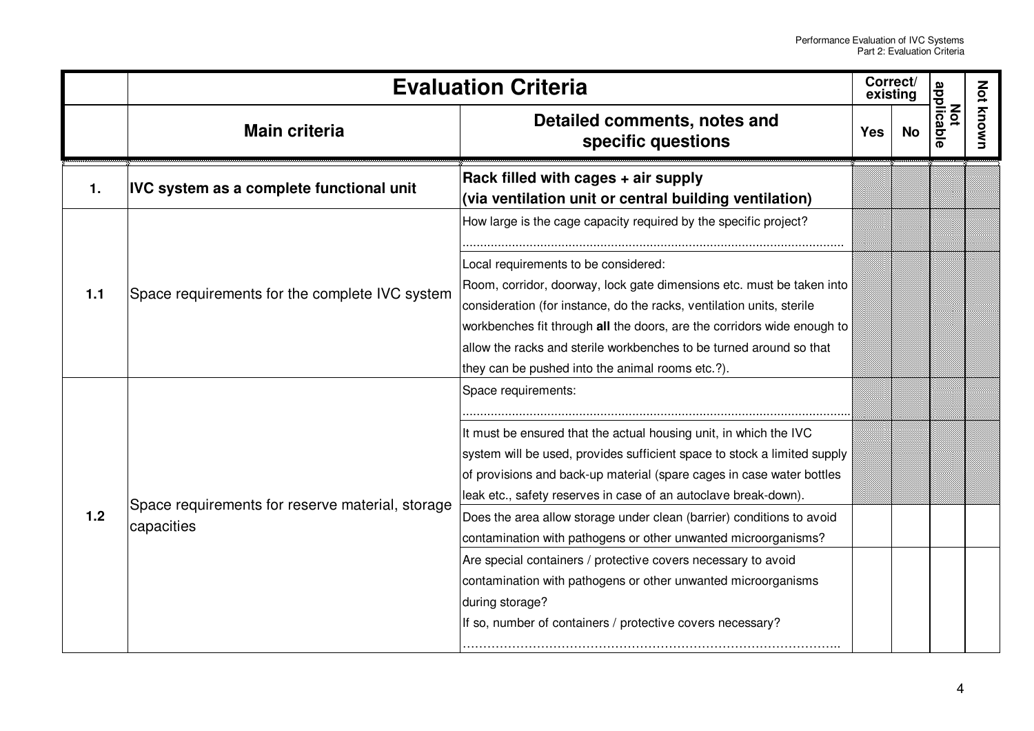| | Evaluation Criteria | | Correct/ existing | | Not applicable | Not known |
|---|---|---|---|---|---|---|
| | **Main criteria** | **Detailed comments, notes and specific questions** | **Yes** | **No** | | |
| **1.** | **IVC system as a complete functional unit** | **Rack filled with cages + air supply (via ventilation unit or central building ventilation)** | | | | |
| **1.1** | Space requirements for the complete IVC system | How large is the cage capacity required by the specific project? .......................................................................................................... | | | | |
| | | Local requirements to be considered: Room, corridor, doorway, lock gate dimensions etc. must be taken into consideration (for instance, do the racks, ventilation units, sterile workbenches fit through **all** the doors, are the corridors wide enough to allow the racks and sterile workbenches to be turned around so that they can be pushed into the animal rooms etc.?). | | | | |
| **1.2** | Space requirements for reserve material, storage capacities | Space requirements: ............................................................................................................ | | | | |
| | | It must be ensured that the actual housing unit, in which the IVC system will be used, provides sufficient space to stock a limited supply of provisions and back-up material (spare cages in case water bottles leak etc., safety reserves in case of an autoclave break-down). | | | | |
| | | Does the area allow storage under clean (barrier) conditions to avoid contamination with pathogens or other unwanted microorganisms? | | | | |
| | | Are special containers / protective covers necessary to avoid contamination with pathogens or other unwanted microorganisms during storage? If so, number of containers / protective covers necessary? ………………………………………………………………………………….. | | | | |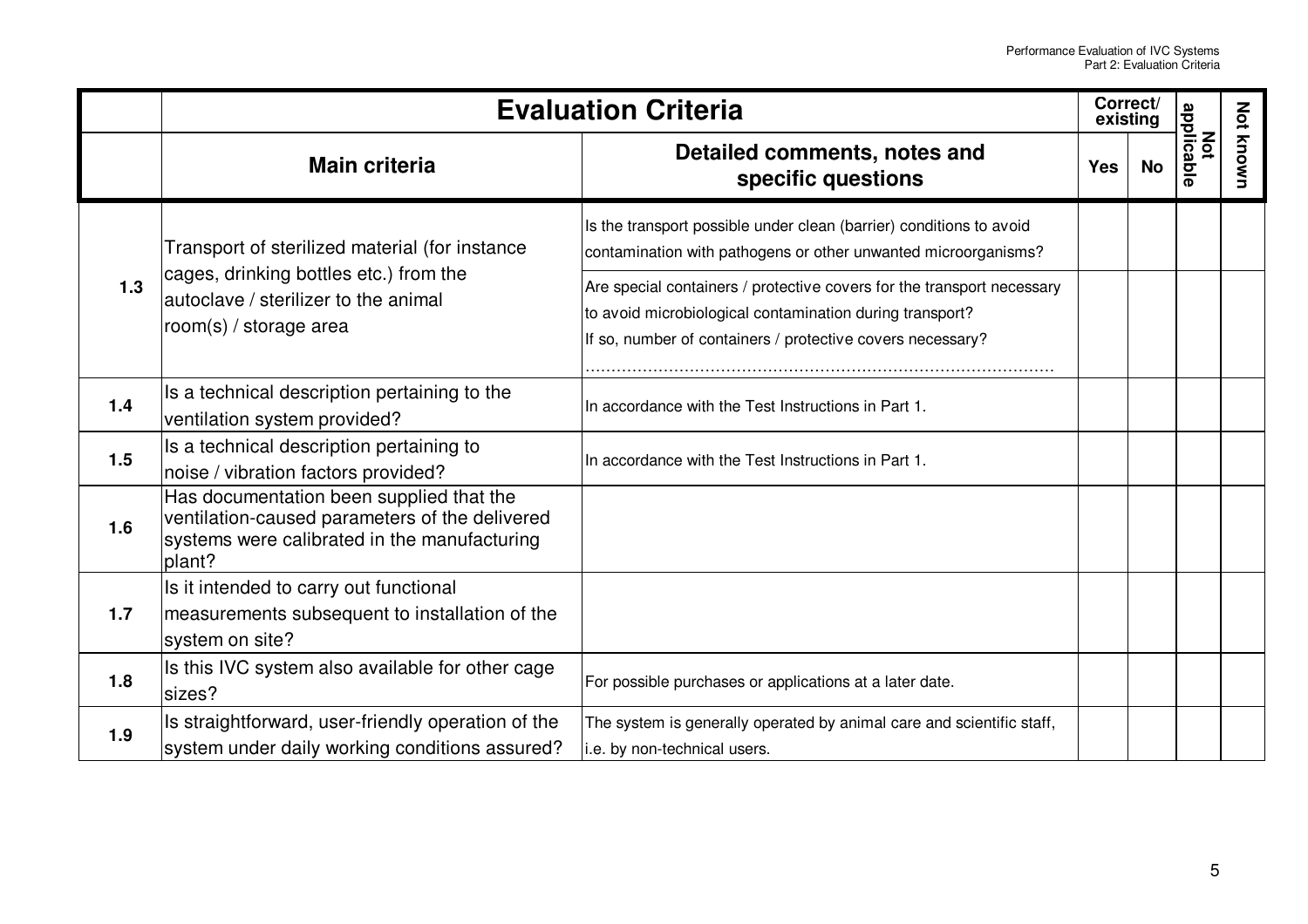|  | Evaluation Criteria |  | Correct/ existing |  | Not applicable | Not known |
|---|---|---|---|---|---|---|
|  | Main criteria | Detailed comments, notes and specific questions | Yes | No |  |  |
| 1.3 | Transport of sterilized material (for instance cages, drinking bottles etc.) from the autoclave / sterilizer to the animal room(s) / storage area | Is the transport possible under clean (barrier) conditions to avoid contamination with pathogens or other unwanted microorganisms? |  |  |  |  |
|  |  | Are special containers / protective covers for the transport necessary to avoid microbiological contamination during transport? If so, number of containers / protective covers necessary? ………………………………………………………………………… |  |  |  |  |
| 1.4 | Is a technical description pertaining to the ventilation system provided? | In accordance with the Test Instructions in Part 1. |  |  |  |  |
| 1.5 | Is a technical description pertaining to noise / vibration factors provided? | In accordance with the Test Instructions in Part 1. |  |  |  |  |
| 1.6 | Has documentation been supplied that the ventilation-caused parameters of the delivered systems were calibrated in the manufacturing plant? |  |  |  |  |  |
| 1.7 | Is it intended to carry out functional measurements subsequent to installation of the system on site? |  |  |  |  |  |
| 1.8 | Is this IVC system also available for other cage sizes? | For possible purchases or applications at a later date. |  |  |  |  |
| 1.9 | Is straightforward, user-friendly operation of the system under daily working conditions assured? | The system is generally operated by animal care and scientific staff, i.e. by non-technical users. |  |  |  |  |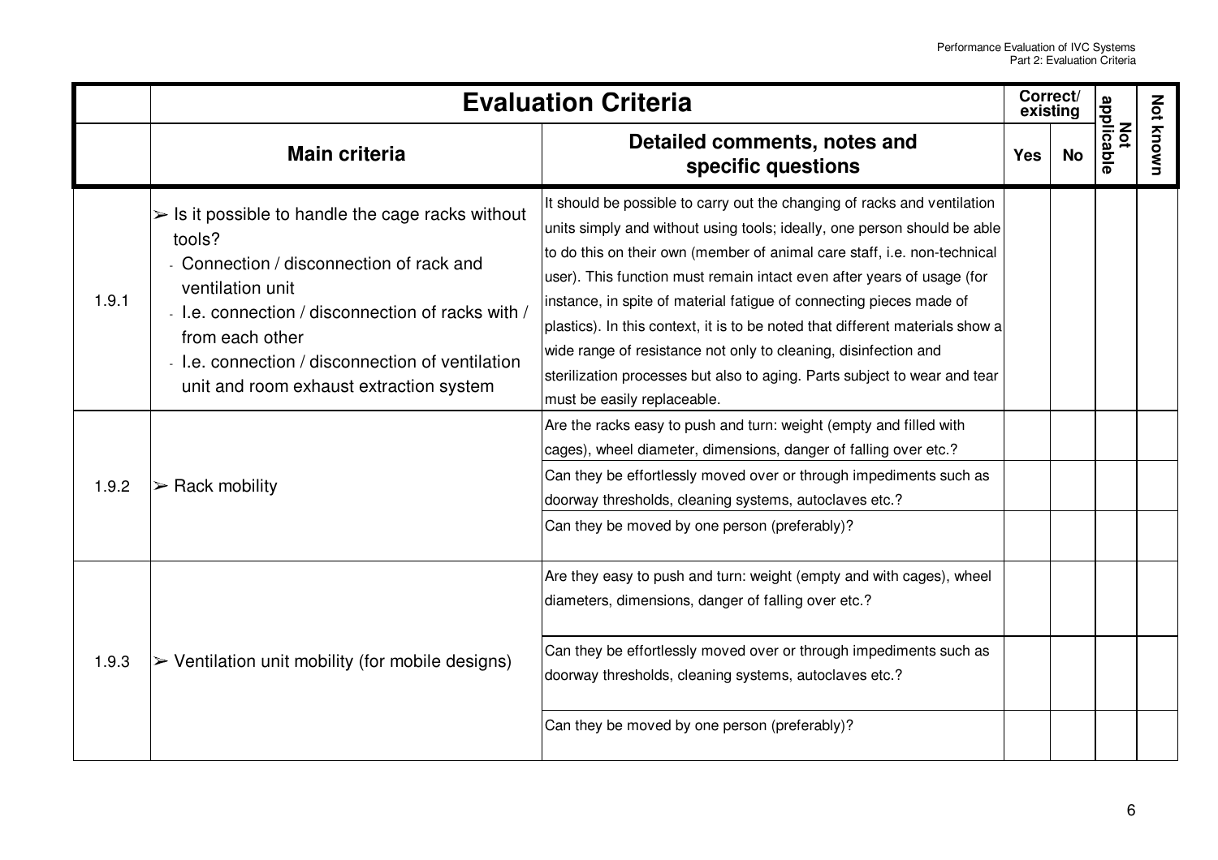| | Evaluation Criteria | | Correct/ existing | | Not applicable | Not known |
|---|---|---|---|---|---|---|
| | **Main criteria** | **Detailed comments, notes and specific questions** | **Yes** | **No** | | |
| 1.9.1 | ➢ Is it possible to handle the cage racks without tools?<br>- Connection / disconnection of rack and ventilation unit<br>- I.e. connection / disconnection of racks with / from each other<br>- I.e. connection / disconnection of ventilation unit and room exhaust extraction system | It should be possible to carry out the changing of racks and ventilation units simply and without using tools; ideally, one person should be able to do this on their own (member of animal care staff, i.e. non-technical user). This function must remain intact even after years of usage (for instance, in spite of material fatigue of connecting pieces made of plastics). In this context, it is to be noted that different materials show a wide range of resistance not only to cleaning, disinfection and sterilization processes but also to aging. Parts subject to wear and tear must be easily replaceable. | | | | |
| 1.9.2 | ➢ Rack mobility | Are the racks easy to push and turn: weight (empty and filled with cages), wheel diameter, dimensions, danger of falling over etc.? | | | | |
| | | Can they be effortlessly moved over or through impediments such as doorway thresholds, cleaning systems, autoclaves etc.? | | | | |
| | | Can they be moved by one person (preferably)? | | | | |
| 1.9.3 | ➢ Ventilation unit mobility (for mobile designs) | Are they easy to push and turn: weight (empty and with cages), wheel diameters, dimensions, danger of falling over etc.? | | | | |
| | | Can they be effortlessly moved over or through impediments such as doorway thresholds, cleaning systems, autoclaves etc.? | | | | |
| | | Can they be moved by one person (preferably)? | | | | |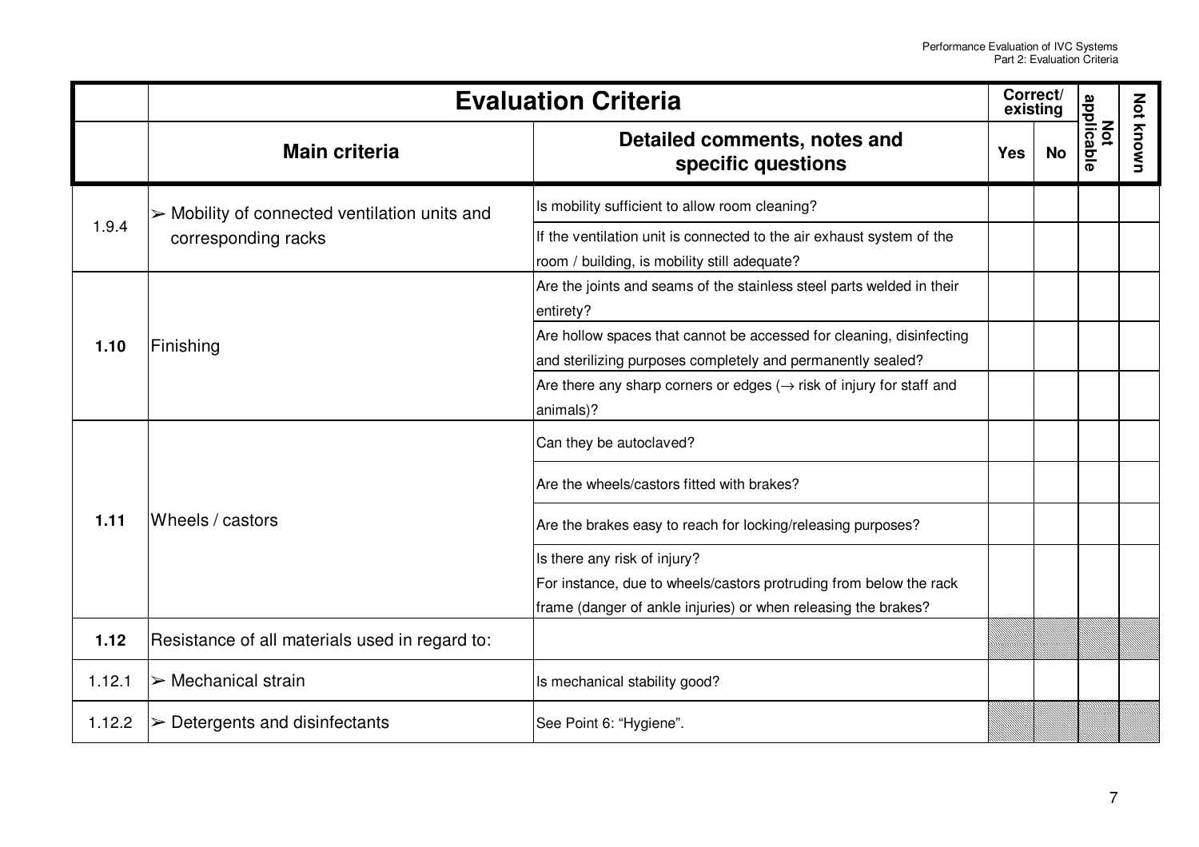| | Evaluation Criteria | | Correct/ existing | | Not applicable | Not known |
|---|---|---|---|---|---|---|
| | **Main criteria** | **Detailed comments, notes and specific questions** | **Yes** | **No** | | |
| 1.9.4 | ➢ Mobility of connected ventilation units and corresponding racks | Is mobility sufficient to allow room cleaning? | | | | |
| | | If the ventilation unit is connected to the air exhaust system of the room / building, is mobility still adequate? | | | | |
| **1.10** | Finishing | Are the joints and seams of the stainless steel parts welded in their entirety? | | | | |
| | | Are hollow spaces that cannot be accessed for cleaning, disinfecting and sterilizing purposes completely and permanently sealed? | | | | |
| | | Are there any sharp corners or edges (→ risk of injury for staff and animals)? | | | | |
| **1.11** | Wheels / castors | Can they be autoclaved? | | | | |
| | | Are the wheels/castors fitted with brakes? | | | | |
| | | Are the brakes easy to reach for locking/releasing purposes? | | | | |
| | | Is there any risk of injury? For instance, due to wheels/castors protruding from below the rack frame (danger of ankle injuries) or when releasing the brakes? | | | | |
| **1.12** | Resistance of all materials used in regard to: | | | | | |
| 1.12.1 | ➢ Mechanical strain | Is mechanical stability good? | | | | |
| 1.12.2 | ➢ Detergents and disinfectants | See Point 6: "Hygiene". | | | | |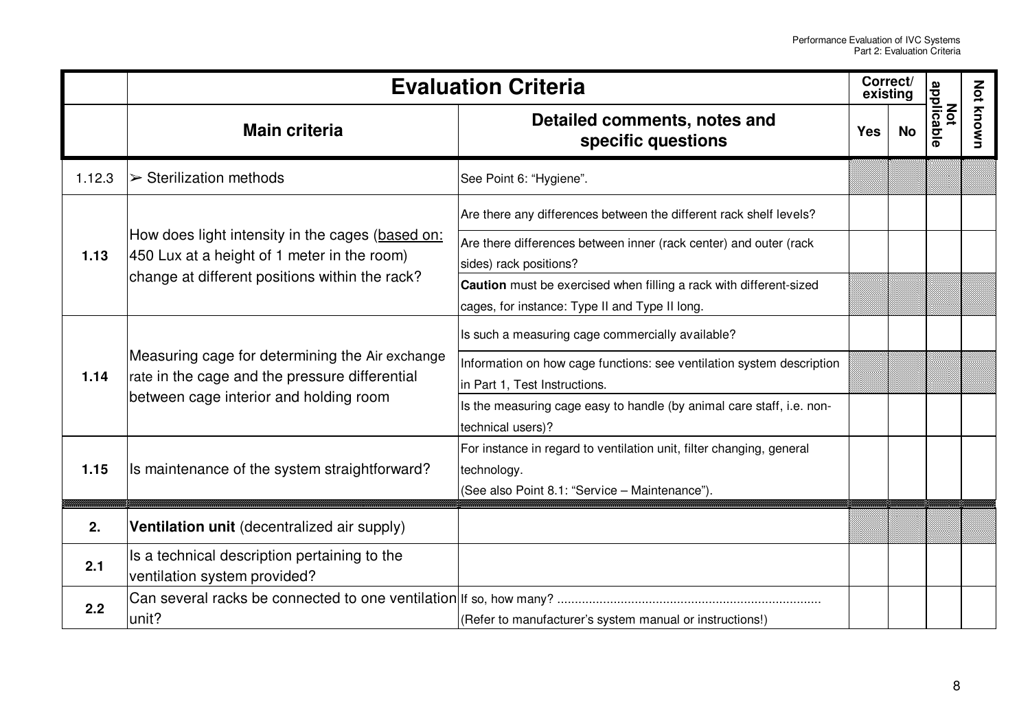| | Evaluation Criteria | | Correct/ existing | | Not applicable | Not known |
|---|---|---|---|---|---|---|
| | **Main criteria** | **Detailed comments, notes and specific questions** | **Yes** | **No** | | |
| 1.12.3 | ➢ Sterilization methods | See Point 6: "Hygiene". | | | | |
| **1.13** | How does light intensity in the cages (based on: 450 Lux at a height of 1 meter in the room) change at different positions within the rack? | Are there any differences between the different rack shelf levels? | | | | |
| | | Are there differences between inner (rack center) and outer (rack sides) rack positions? | | | | |
| | | **Caution** must be exercised when filling a rack with different-sized cages, for instance: Type II and Type II long. | | | | |
| **1.14** | Measuring cage for determining the Air exchange rate in the cage and the pressure differential between cage interior and holding room | Is such a measuring cage commercially available? | | | | |
| | | Information on how cage functions: see ventilation system description in Part 1, Test Instructions. | | | | |
| | | Is the measuring cage easy to handle (by animal care staff, i.e. non-technical users)? | | | | |
| **1.15** | Is maintenance of the system straightforward? | For instance in regard to ventilation unit, filter changing, general technology. (See also Point 8.1: "Service – Maintenance"). | | | | |
| **2.** | **Ventilation unit** (decentralized air supply) | | | | | |
| **2.1** | Is a technical description pertaining to the ventilation system provided? | | | | | |
| **2.2** | Can several racks be connected to one ventilation unit? | If so, how many? ............................................................................ (Refer to manufacturer's system manual or instructions!) | | | | |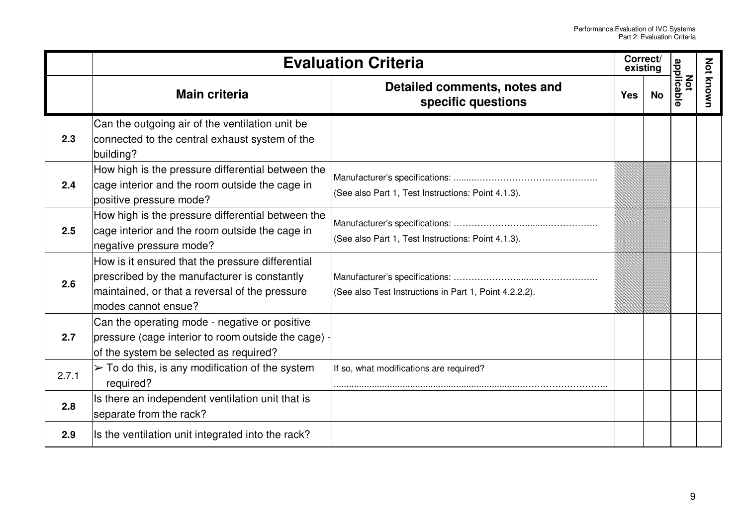| | Evaluation Criteria | | Correct/ existing | | Not applicable | Not known |
|---|---|---|---|---|---|---|
| | **Main criteria** | **Detailed comments, notes and specific questions** | **Yes** | **No** | | |
| **2.3** | Can the outgoing air of the ventilation unit be connected to the central exhaust system of the building? | | | | | |
| **2.4** | How high is the pressure differential between the cage interior and the room outside the cage in positive pressure mode? | Manufacturer's specifications: ........................................................ (See also Part 1, Test Instructions: Point 4.1.3). | | | | |
| **2.5** | How high is the pressure differential between the cage interior and the room outside the cage in negative pressure mode? | Manufacturer's specifications: ........................................................ (See also Part 1, Test Instructions: Point 4.1.3). | | | | |
| **2.6** | How is it ensured that the pressure differential prescribed by the manufacturer is constantly maintained, or that a reversal of the pressure modes cannot ensue? | Manufacturer's specifications: ........................................................ (See also Test Instructions in Part 1, Point 4.2.2.2). | | | | |
| **2.7** | Can the operating mode - negative or positive pressure (cage interior to room outside the cage) - of the system be selected as required? | | | | | |
| 2.7.1 | ➢ To do this, is any modification of the system required? | If so, what modifications are required? ........................................................ | | | | |
| **2.8** | Is there an independent ventilation unit that is separate from the rack? | | | | | |
| **2.9** | Is the ventilation unit integrated into the rack? | | | | | |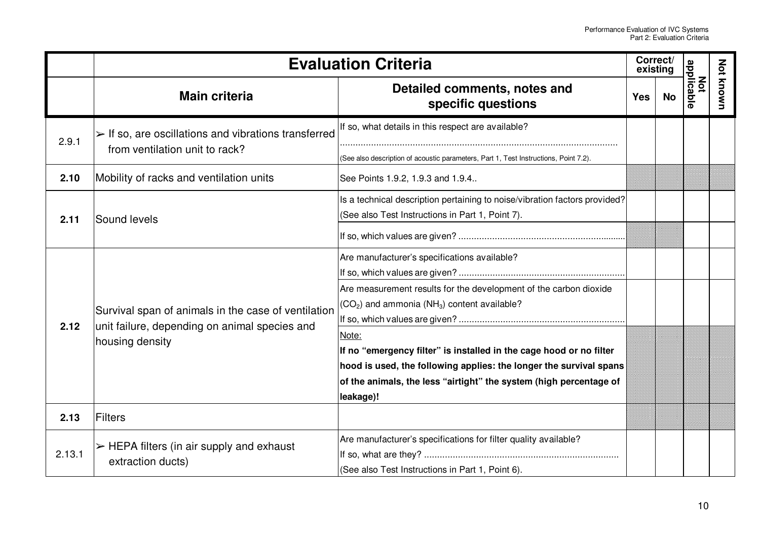| | Evaluation Criteria | | Correct/ existing | | Not applicable | Not known |
|---|---|---|---|---|---|---|
| | **Main criteria** | **Detailed comments, notes and specific questions** | **Yes** | **No** | | |
| 2.9.1 | ➢ If so, are oscillations and vibrations transferred from ventilation unit to rack? | If so, what details in this respect are available? ............................................................................................................ (See also description of acoustic parameters, Part 1, Test Instructions, Point 7.2). | | | | |
| **2.10** | Mobility of racks and ventilation units | See Points 1.9.2, 1.9.3 and 1.9.4.. | | | | |
| **2.11** | Sound levels | Is a technical description pertaining to noise/vibration factors provided? (See also Test Instructions in Part 1, Point 7). | | | | |
| | | If so, which values are given? ................................................................ | | | | |
| **2.12** | Survival span of animals in the case of ventilation unit failure, depending on animal species and housing density | Are manufacturer's specifications available? If so, which values are given? ................................................................ | | | | |
| | | Are measurement results for the development of the carbon dioxide ($CO_2$) and ammonia ($NH_3$) content available? If so, which values are given? ................................................................ | | | | |
| | | Note: **If no "emergency filter" is installed in the cage hood or no filter hood is used, the following applies: the longer the survival spans of the animals, the less "airtight" the system (high percentage of leakage)!** | | | | |
| **2.13** | Filters | | | | | |
| 2.13.1 | ➢ HEPA filters (in air supply and exhaust extraction ducts) | Are manufacturer's specifications for filter quality available? If so, what are they? ........................................................................... (See also Test Instructions in Part 1, Point 6). | | | | |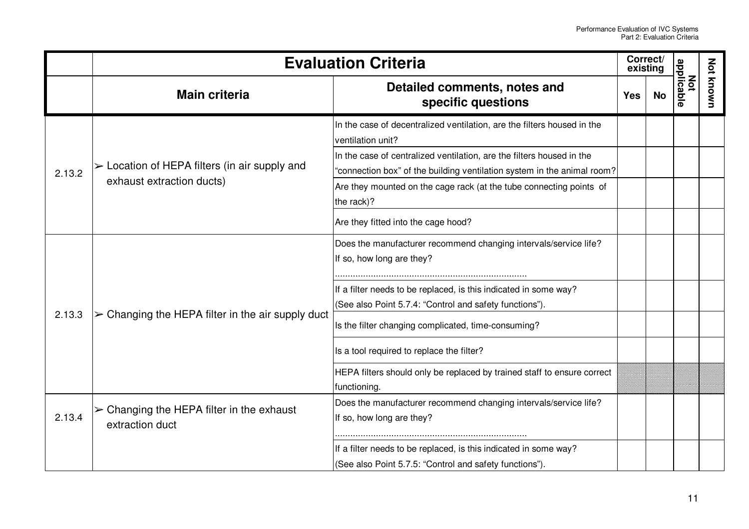| | Evaluation Criteria | | Correct/ existing | | Not applicable | Not known |
|---|---|---|---|---|---|---|
| | **Main criteria** | **Detailed comments, notes and specific questions** | **Yes** | **No** | | |
| 2.13.2 | ➢ Location of HEPA filters (in air supply and exhaust extraction ducts) | In the case of decentralized ventilation, are the filters housed in the ventilation unit? | | | | |
| | | In the case of centralized ventilation, are the filters housed in the "connection box" of the building ventilation system in the animal room? | | | | |
| | | Are they mounted on the cage rack (at the tube connecting points of the rack)? | | | | |
| | | Are they fitted into the cage hood? | | | | |
| 2.13.3 | ➢ Changing the HEPA filter in the air supply duct | Does the manufacturer recommend changing intervals/service life? If so, how long are they? .......................................................................... | | | | |
| | | If a filter needs to be replaced, is this indicated in some way? (See also Point 5.7.4: "Control and safety functions"). | | | | |
| | | Is the filter changing complicated, time-consuming? | | | | |
| | | Is a tool required to replace the filter? | | | | |
| | | HEPA filters should only be replaced by trained staff to ensure correct functioning. | | | | |
| 2.13.4 | ➢ Changing the HEPA filter in the exhaust extraction duct | Does the manufacturer recommend changing intervals/service life? If so, how long are they? .......................................................................... | | | | |
| | | If a filter needs to be replaced, is this indicated in some way? (See also Point 5.7.5: "Control and safety functions"). | | | | |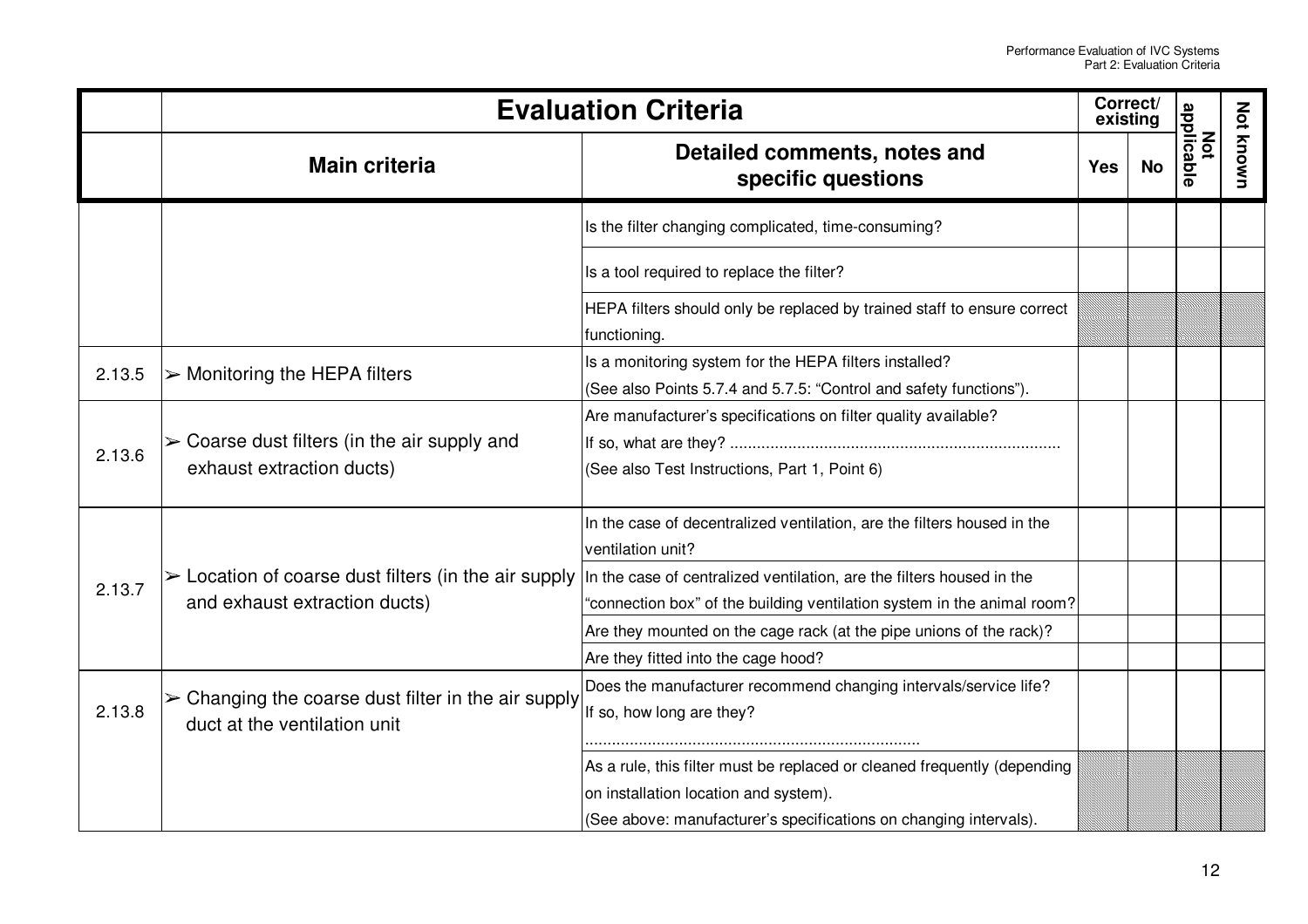| | Evaluation Criteria | | Correct/ existing | | Not applicable | Not known |
|---|---|---|---|---|---|---|
| | **Main criteria** | **Detailed comments, notes and specific questions** | **Yes** | **No** | | |
| | | Is the filter changing complicated, time-consuming? | | | | |
| | | Is a tool required to replace the filter? | | | | |
| | | HEPA filters should only be replaced by trained staff to ensure correct functioning. | | | | |
| 2.13.5 | ➢ Monitoring the HEPA filters | Is a monitoring system for the HEPA filters installed? (See also Points 5.7.4 and 5.7.5: "Control and safety functions"). | | | | |
| 2.13.6 | ➢ Coarse dust filters (in the air supply and exhaust extraction ducts) | Are manufacturer's specifications on filter quality available? If so, what are they? .......................................................................... (See also Test Instructions, Part 1, Point 6) | | | | |
| 2.13.7 | ➢ Location of coarse dust filters (in the air supply and exhaust extraction ducts) | In the case of decentralized ventilation, are the filters housed in the ventilation unit? | | | | |
| | | In the case of centralized ventilation, are the filters housed in the "connection box" of the building ventilation system in the animal room? | | | | |
| | | Are they mounted on the cage rack (at the pipe unions of the rack)? | | | | |
| | | Are they fitted into the cage hood? | | | | |
| 2.13.8 | ➢ Changing the coarse dust filter in the air supply duct at the ventilation unit | Does the manufacturer recommend changing intervals/service life? If so, how long are they? .......................................................................... | | | | |
| | | As a rule, this filter must be replaced or cleaned frequently (depending on installation location and system). (See above: manufacturer's specifications on changing intervals). | | | | |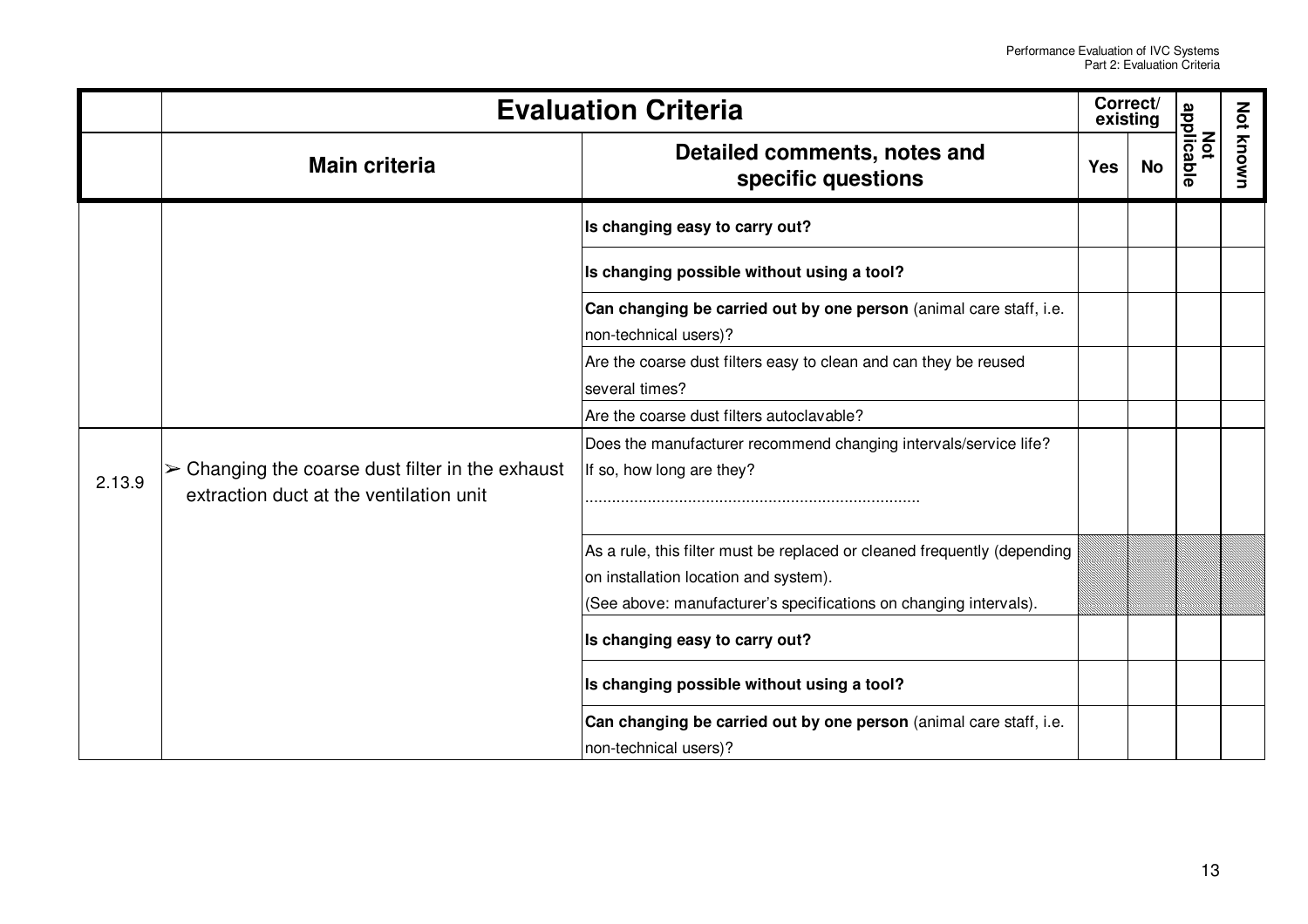| | Evaluation Criteria | | Correct/ existing | | Not applicable | Not known |
|---|---|---|---|---|---|---|
| | **Main criteria** | **Detailed comments, notes and specific questions** | **Yes** | **No** | | |
| | | **Is changing easy to carry out?** | | | | |
| | | **Is changing possible without using a tool?** | | | | |
| | | **Can changing be carried out by one person** (animal care staff, i.e. non-technical users)? | | | | |
| | | Are the coarse dust filters easy to clean and can they be reused several times? | | | | |
| | | Are the coarse dust filters autoclavable? | | | | |
| 2.13.9 | ➢ Changing the coarse dust filter in the exhaust extraction duct at the ventilation unit | Does the manufacturer recommend changing intervals/service life? If so, how long are they? .......................................................................... | | | | |
| | | As a rule, this filter must be replaced or cleaned frequently (depending on installation location and system). (See above: manufacturer's specifications on changing intervals). | | | | |
| | | **Is changing easy to carry out?** | | | | |
| | | **Is changing possible without using a tool?** | | | | |
| | | **Can changing be carried out by one person** (animal care staff, i.e. non-technical users)? | | | | |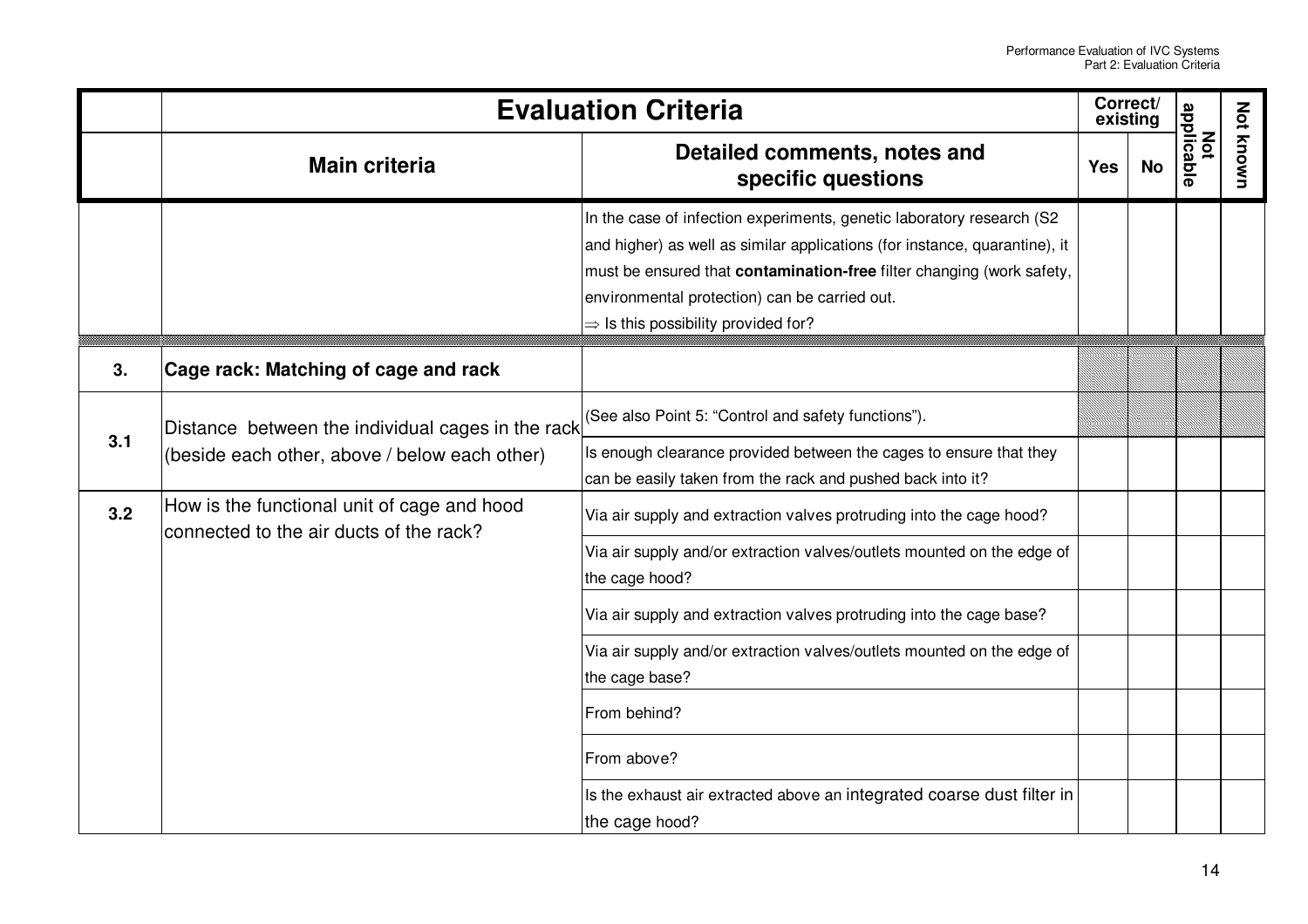| | Evaluation Criteria | | Correct/ existing | | Not applicable | Not known |
|---|---|---|---|---|---|---|
| | **Main criteria** | **Detailed comments, notes and specific questions** | **Yes** | **No** | | |
| | | In the case of infection experiments, genetic laboratory research (S2 and higher) as well as similar applications (for instance, quarantine), it must be ensured that **contamination-free** filter changing (work safety, environmental protection) can be carried out. ⇒ Is this possibility provided for? | | | | |
| **3.** | **Cage rack: Matching of cage and rack** | | | | | |
| **3.1** | Distance between the individual cages in the rack (beside each other, above / below each other) | (See also Point 5: "Control and safety functions"). | | | | |
| | | Is enough clearance provided between the cages to ensure that they can be easily taken from the rack and pushed back into it? | | | | |
| **3.2** | How is the functional unit of cage and hood connected to the air ducts of the rack? | Via air supply and extraction valves protruding into the cage hood? | | | | |
| | | Via air supply and/or extraction valves/outlets mounted on the edge of the cage hood? | | | | |
| | | Via air supply and extraction valves protruding into the cage base? | | | | |
| | | Via air supply and/or extraction valves/outlets mounted on the edge of the cage base? | | | | |
| | | From behind? | | | | |
| | | From above? | | | | |
| | | Is the exhaust air extracted above an integrated coarse dust filter in the cage hood? | | | | |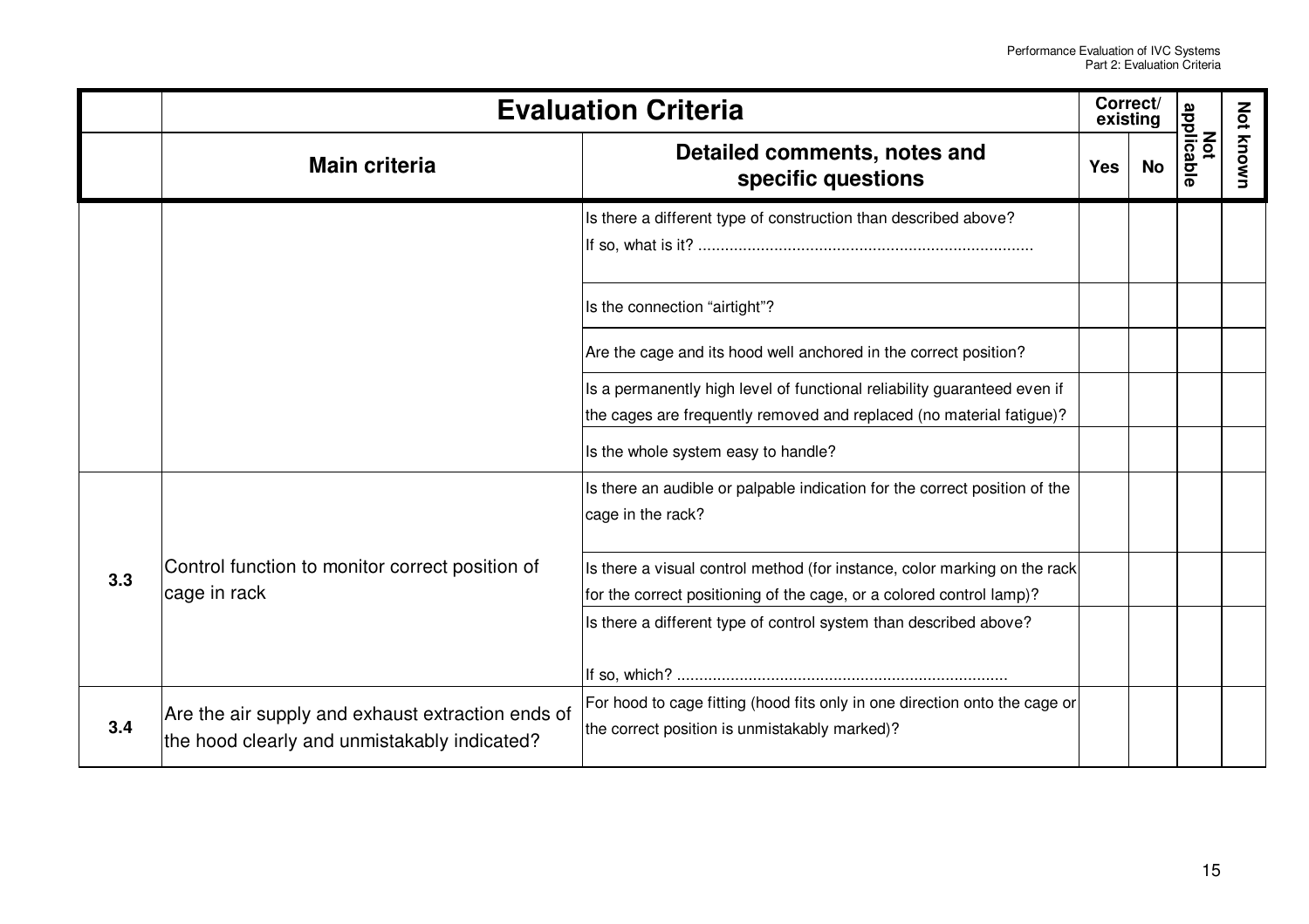| | Evaluation Criteria | | Correct/ existing | | Not applicable | Not known |
|---|---|---|---|---|---|---|
| | **Main criteria** | **Detailed comments, notes and specific questions** | **Yes** | **No** | | |
| | | Is there a different type of construction than described above? If so, what is it? .......................................................................... | | | | |
| | | Is the connection "airtight"? | | | | |
| | | Are the cage and its hood well anchored in the correct position? | | | | |
| | | Is a permanently high level of functional reliability guaranteed even if the cages are frequently removed and replaced (no material fatigue)? | | | | |
| | | Is the whole system easy to handle? | | | | |
| **3.3** | Control function to monitor correct position of cage in rack | Is there an audible or palpable indication for the correct position of the cage in the rack? | | | | |
| | | Is there a visual control method (for instance, color marking on the rack for the correct positioning of the cage, or a colored control lamp)? | | | | |
| | | Is there a different type of control system than described above? If so, which? .......................................................................... | | | | |
| **3.4** | Are the air supply and exhaust extraction ends of the hood clearly and unmistakably indicated? | For hood to cage fitting (hood fits only in one direction onto the cage or the correct position is unmistakably marked)? | | | | |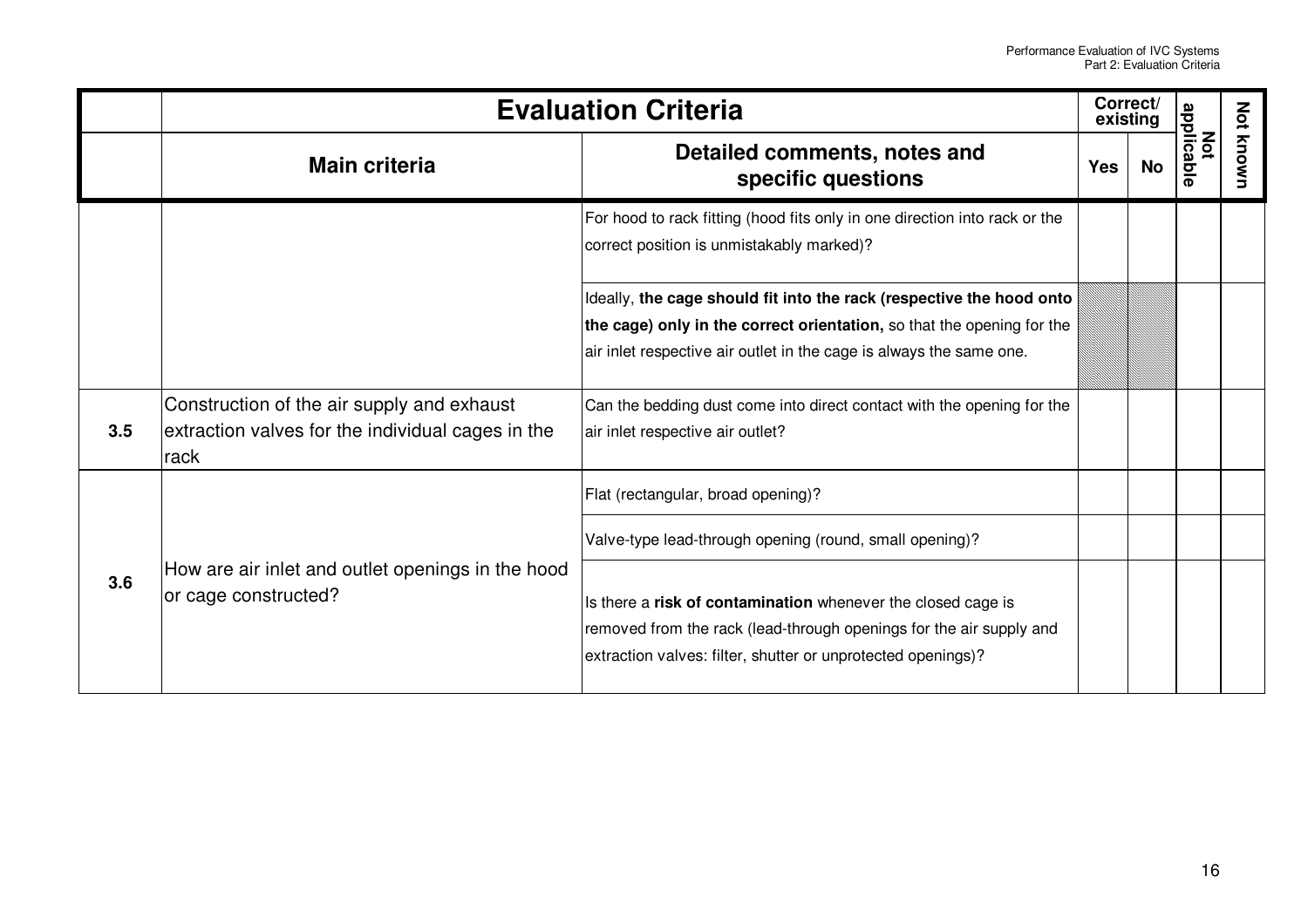| | Evaluation Criteria | | Correct/ existing | | Not applicable | Not known |
|---|---|---|---|---|---|---|
| | **Main criteria** | **Detailed comments, notes and specific questions** | **Yes** | **No** | | |
| | | For hood to rack fitting (hood fits only in one direction into rack or the correct position is unmistakably marked)? | | | | |
| | | Ideally, **the cage should fit into the rack (respective the hood onto the cage) only in the correct orientation,** so that the opening for the air inlet respective air outlet in the cage is always the same one. | | | | |
| **3.5** | Construction of the air supply and exhaust extraction valves for the individual cages in the rack | Can the bedding dust come into direct contact with the opening for the air inlet respective air outlet? | | | | |
| **3.6** | How are air inlet and outlet openings in the hood or cage constructed? | Flat (rectangular, broad opening)? | | | | |
| | | Valve-type lead-through opening (round, small opening)? | | | | |
| | | Is there a **risk of contamination** whenever the closed cage is removed from the rack (lead-through openings for the air supply and extraction valves: filter, shutter or unprotected openings)? | | | | |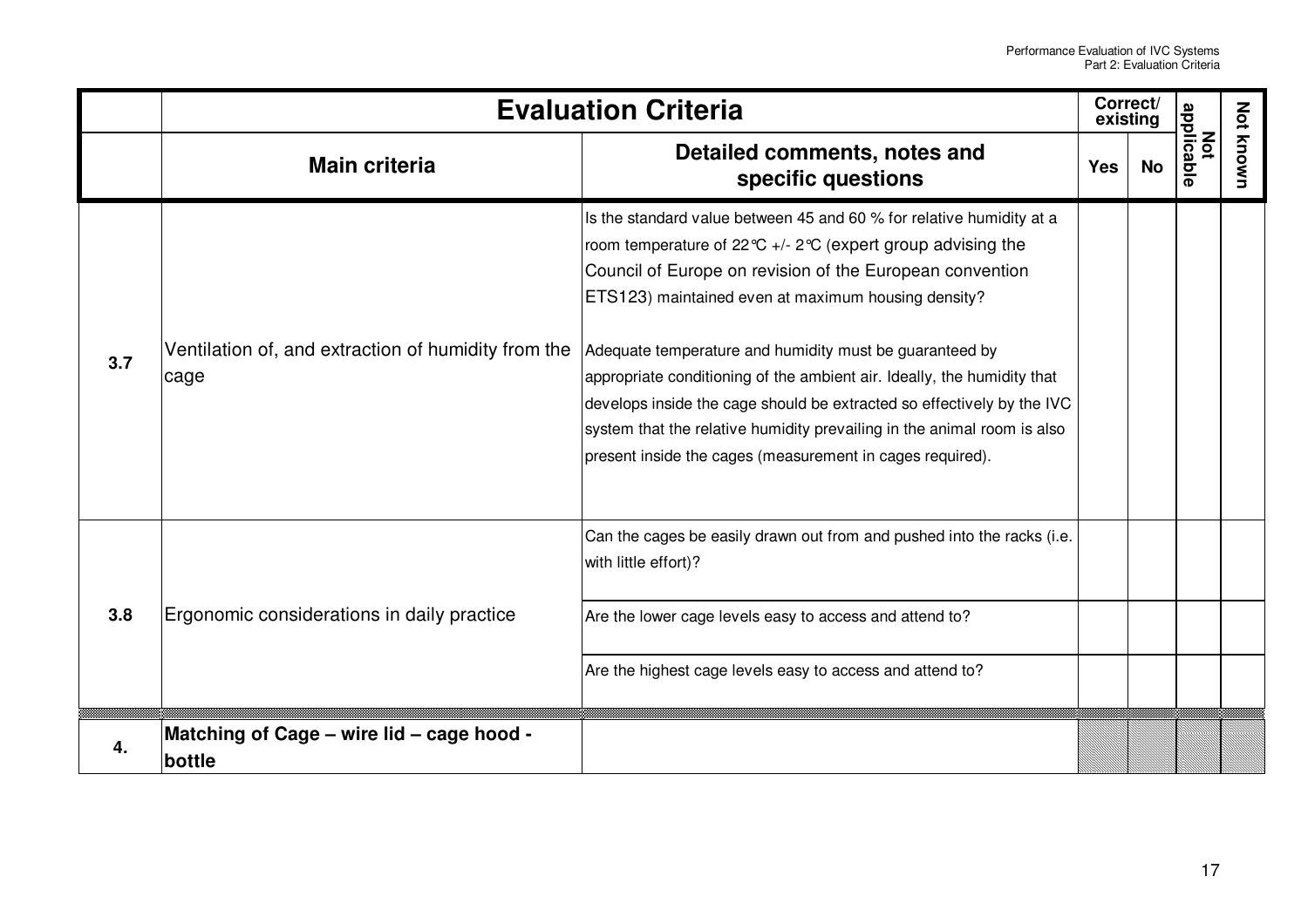| | Evaluation Criteria | | Correct/ existing | | Not applicable | Not known |
|---|---|---|---|---|---|---|
| | **Main criteria** | **Detailed comments, notes and specific questions** | **Yes** | **No** | | |
| **3.7** | Ventilation of, and extraction of humidity from the cage | Is the standard value between 45 and 60 % for relative humidity at a room temperature of 22°C +/- 2°C (expert group advising the Council of Europe on revision of the European convention ETS123) maintained even at maximum housing density?<br><br>Adequate temperature and humidity must be guaranteed by appropriate conditioning of the ambient air. Ideally, the humidity that develops inside the cage should be extracted so effectively by the IVC system that the relative humidity prevailing in the animal room is also present inside the cages (measurement in cages required). | | | | |
| **3.8** | Ergonomic considerations in daily practice | Can the cages be easily drawn out from and pushed into the racks (i.e. with little effort)? | | | | |
| | | Are the lower cage levels easy to access and attend to? | | | | |
| | | Are the highest cage levels easy to access and attend to? | | | | |
| **4.** | **Matching of Cage – wire lid – cage hood - bottle** | | | | | |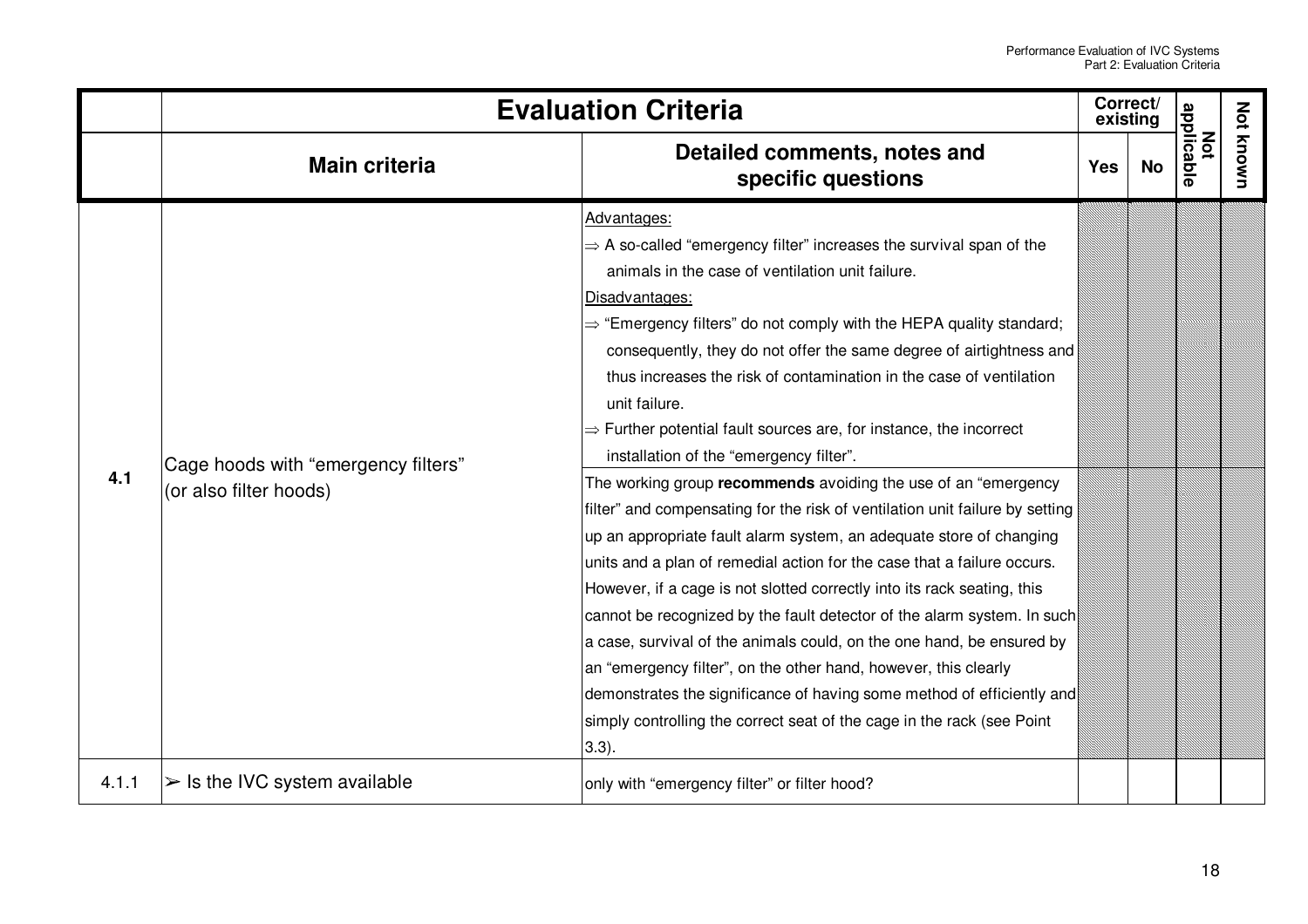| | Evaluation Criteria | | Correct/ existing | | Not applicable | Not known |
|---|---|---|---|---|---|---|
| | **Main criteria** | **Detailed comments, notes and specific questions** | **Yes** | **No** | | |
| **4.1** | Cage hoods with “emergency filters” (or also filter hoods) | Advantages:<br>⇒ A so-called “emergency filter” increases the survival span of the animals in the case of ventilation unit failure.<br>Disadvantages:<br>⇒ “Emergency filters” do not comply with the HEPA quality standard; consequently, they do not offer the same degree of airtightness and thus increases the risk of contamination in the case of ventilation unit failure.<br>⇒ Further potential fault sources are, for instance, the incorrect installation of the “emergency filter”. | | | | |
| | | The working group **recommends** avoiding the use of an “emergency filter” and compensating for the risk of ventilation unit failure by setting up an appropriate fault alarm system, an adequate store of changing units and a plan of remedial action for the case that a failure occurs. However, if a cage is not slotted correctly into its rack seating, this cannot be recognized by the fault detector of the alarm system. In such a case, survival of the animals could, on the one hand, be ensured by an “emergency filter”, on the other hand, however, this clearly demonstrates the significance of having some method of efficiently and simply controlling the correct seat of the cage in the rack (see Point 3.3). | | | | |
| 4.1.1 | ➢ Is the IVC system available | only with “emergency filter” or filter hood? | | | | |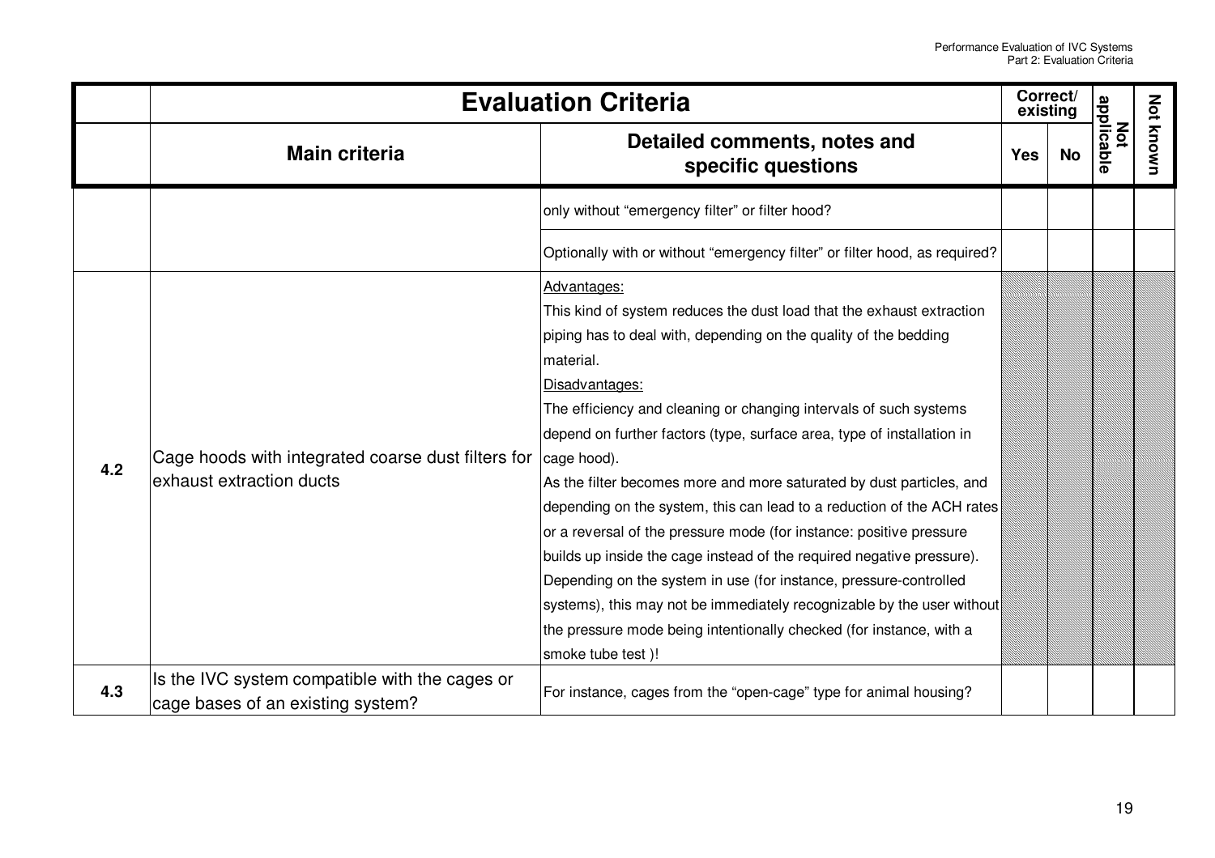| | Evaluation Criteria | | Correct/ existing | | Not applicable | Not known |
|---|---|---|---|---|---|---|
| | **Main criteria** | **Detailed comments, notes and specific questions** | **Yes** | **No** | | |
| | | only without "emergency filter" or filter hood? | | | | |
| | | Optionally with or without "emergency filter" or filter hood, as required? | | | | |
| 4.2 | Cage hoods with integrated coarse dust filters for exhaust extraction ducts | Advantages: This kind of system reduces the dust load that the exhaust extraction piping has to deal with, depending on the quality of the bedding material. Disadvantages: The efficiency and cleaning or changing intervals of such systems depend on further factors (type, surface area, type of installation in cage hood). As the filter becomes more and more saturated by dust particles, and depending on the system, this can lead to a reduction of the ACH rates or a reversal of the pressure mode (for instance: positive pressure builds up inside the cage instead of the required negative pressure). Depending on the system in use (for instance, pressure-controlled systems), this may not be immediately recognizable by the user without the pressure mode being intentionally checked (for instance, with a smoke tube test )! | | | | |
| 4.3 | Is the IVC system compatible with the cages or cage bases of an existing system? | For instance, cages from the "open-cage" type for animal housing? | | | | |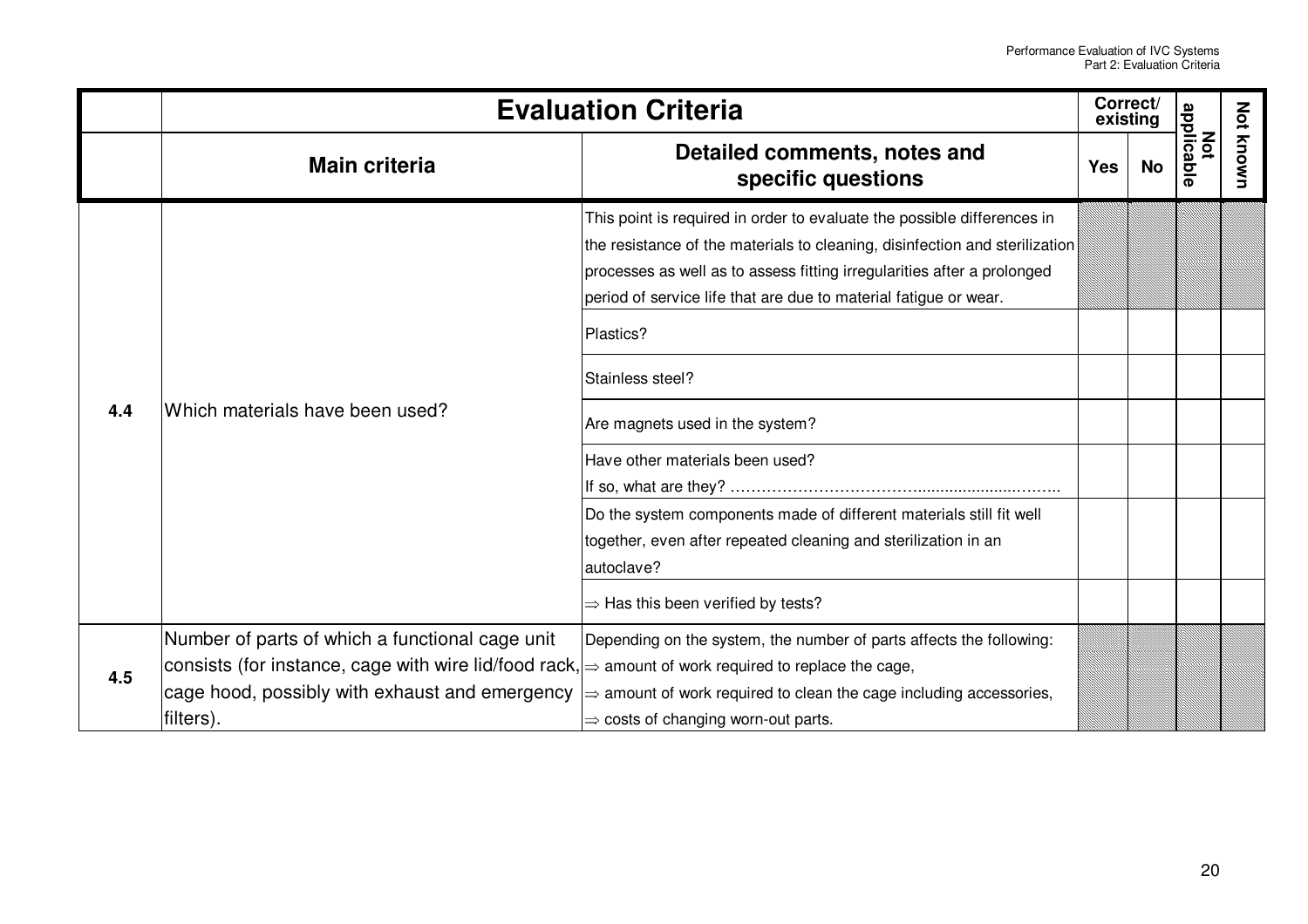| | Evaluation Criteria | | Correct/ existing | | Not applicable | Not known |
|---|---|---|---|---|---|---|
| | **Main criteria** | **Detailed comments, notes and specific questions** | **Yes** | **No** | | |
| **4.4** | Which materials have been used? | This point is required in order to evaluate the possible differences in the resistance of the materials to cleaning, disinfection and sterilization processes as well as to assess fitting irregularities after a prolonged period of service life that are due to material fatigue or wear. | | | | |
| | | Plastics? | | | | |
| | | Stainless steel? | | | | |
| | | Are magnets used in the system? | | | | |
| | | Have other materials been used? If so, what are they? …………………………………............................……... | | | | |
| | | Do the system components made of different materials still fit well together, even after repeated cleaning and sterilization in an autoclave? | | | | |
| | | ⇒ Has this been verified by tests? | | | | |
| **4.5** | Number of parts of which a functional cage unit consists (for instance, cage with wire lid/food rack, cage hood, possibly with exhaust and emergency filters). | Depending on the system, the number of parts affects the following: ⇒ amount of work required to replace the cage, ⇒ amount of work required to clean the cage including accessories, ⇒ costs of changing worn-out parts. | | | | |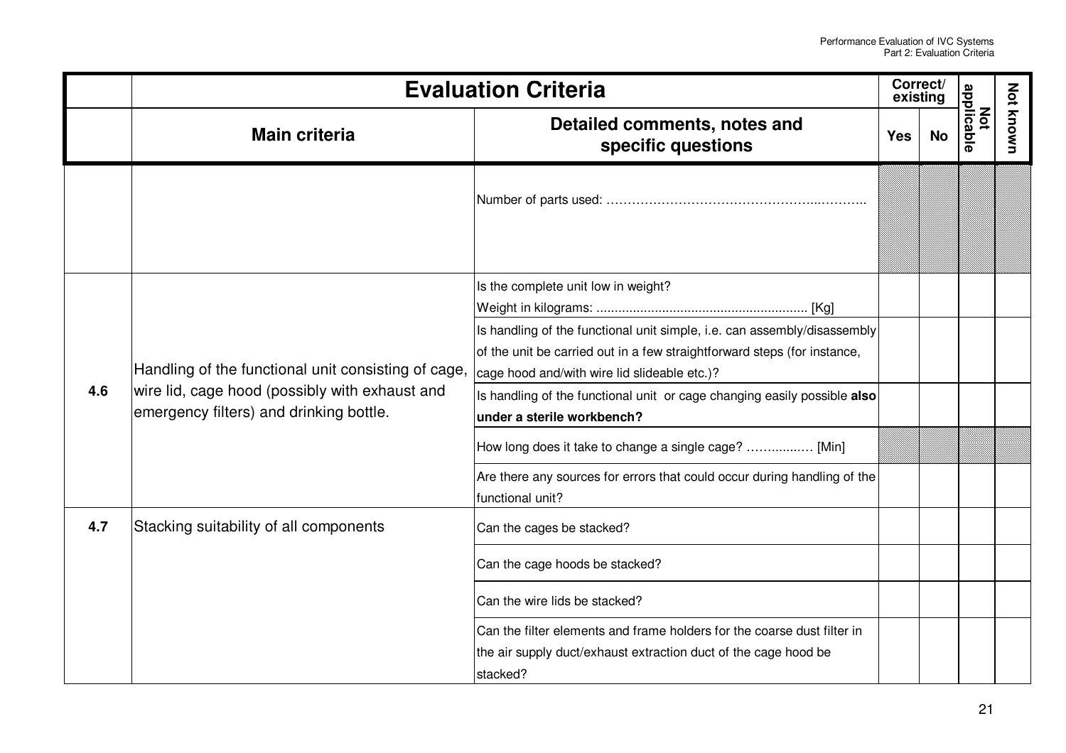| | Evaluation Criteria | | Correct/ existing | | Not applicable | Not known |
|---|---|---|---|---|---|---|
| | **Main criteria** | **Detailed comments, notes and specific questions** | **Yes** | **No** | | |
| | | Number of parts used: …………………………………………...……….. | | | | |
| **4.6** | Handling of the functional unit consisting of cage, wire lid, cage hood (possibly with exhaust and emergency filters) and drinking bottle. | Is the complete unit low in weight? Weight in kilograms: ......................................................... [Kg] | | | | |
| | | Is handling of the functional unit simple, i.e. can assembly/disassembly of the unit be carried out in a few straightforward steps (for instance, cage hood and/with wire lid slideable etc.)? | | | | |
| | | Is handling of the functional unit or cage changing easily possible **also under a sterile workbench?** | | | | |
| | | How long does it take to change a single cage? …….......… [Min] | | | | |
| | | Are there any sources for errors that could occur during handling of the functional unit? | | | | |
| **4.7** | Stacking suitability of all components | Can the cages be stacked? | | | | |
| | | Can the cage hoods be stacked? | | | | |
| | | Can the wire lids be stacked? | | | | |
| | | Can the filter elements and frame holders for the coarse dust filter in the air supply duct/exhaust extraction duct of the cage hood be stacked? | | | | |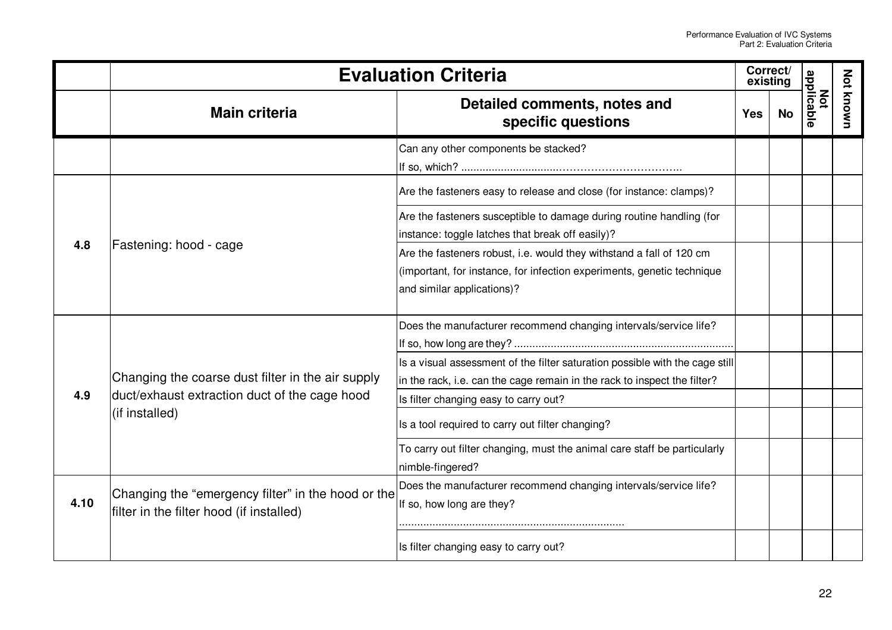| | Evaluation Criteria | | Correct/ existing | | Not applicable | Not known |
|---|---|---|---|---|---|---|
| | Main criteria | Detailed comments, notes and specific questions | Yes | No | | |
| | | Can any other components be stacked? If so, which? ................................…………………………….. | | | | |
| 4.8 | Fastening: hood - cage | Are the fasteners easy to release and close (for instance: clamps)? | | | | |
| | | Are the fasteners susceptible to damage during routine handling (for instance: toggle latches that break off easily)? | | | | |
| | | Are the fasteners robust, i.e. would they withstand a fall of 120 cm (important, for instance, for infection experiments, genetic technique and similar applications)? | | | | |
| 4.9 | Changing the coarse dust filter in the air supply duct/exhaust extraction duct of the cage hood (if installed) | Does the manufacturer recommend changing intervals/service life? If so, how long are they? ........................................................................ | | | | |
| | | Is a visual assessment of the filter saturation possible with the cage still in the rack, i.e. can the cage remain in the rack to inspect the filter? | | | | |
| | | Is filter changing easy to carry out? | | | | |
| | | Is a tool required to carry out filter changing? | | | | |
| | | To carry out filter changing, must the animal care staff be particularly nimble-fingered? | | | | |
| 4.10 | Changing the “emergency filter” in the hood or the filter in the filter hood (if installed) | Does the manufacturer recommend changing intervals/service life? If so, how long are they? .......................................................................... | | | | |
| | | Is filter changing easy to carry out? | | | | |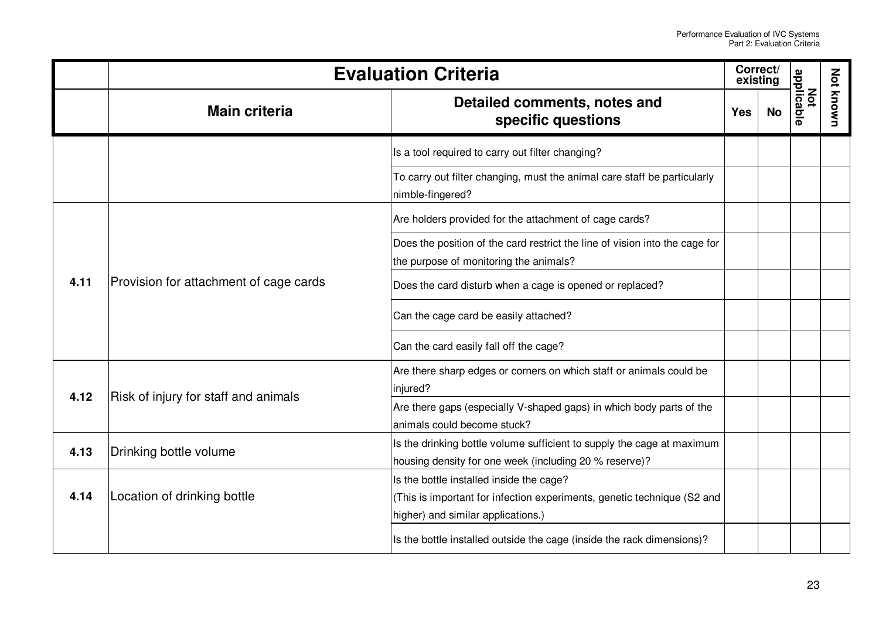| | Evaluation Criteria | | Correct/ existing | | Not applicable | Not known |
|---|---|---|---|---|---|---|
| | **Main criteria** | **Detailed comments, notes and specific questions** | **Yes** | **No** | | |
| | | Is a tool required to carry out filter changing? | | | | |
| | | To carry out filter changing, must the animal care staff be particularly nimble-fingered? | | | | |
| **4.11** | Provision for attachment of cage cards | Are holders provided for the attachment of cage cards? | | | | |
| | | Does the position of the card restrict the line of vision into the cage for the purpose of monitoring the animals? | | | | |
| | | Does the card disturb when a cage is opened or replaced? | | | | |
| | | Can the cage card be easily attached? | | | | |
| | | Can the card easily fall off the cage? | | | | |
| **4.12** | Risk of injury for staff and animals | Are there sharp edges or corners on which staff or animals could be injured? | | | | |
| | | Are there gaps (especially V-shaped gaps) in which body parts of the animals could become stuck? | | | | |
| **4.13** | Drinking bottle volume | Is the drinking bottle volume sufficient to supply the cage at maximum housing density for one week (including 20 % reserve)? | | | | |
| **4.14** | Location of drinking bottle | Is the bottle installed inside the cage? (This is important for infection experiments, genetic technique (S2 and higher) and similar applications.) | | | | |
| | | Is the bottle installed outside the cage (inside the rack dimensions)? | | | | |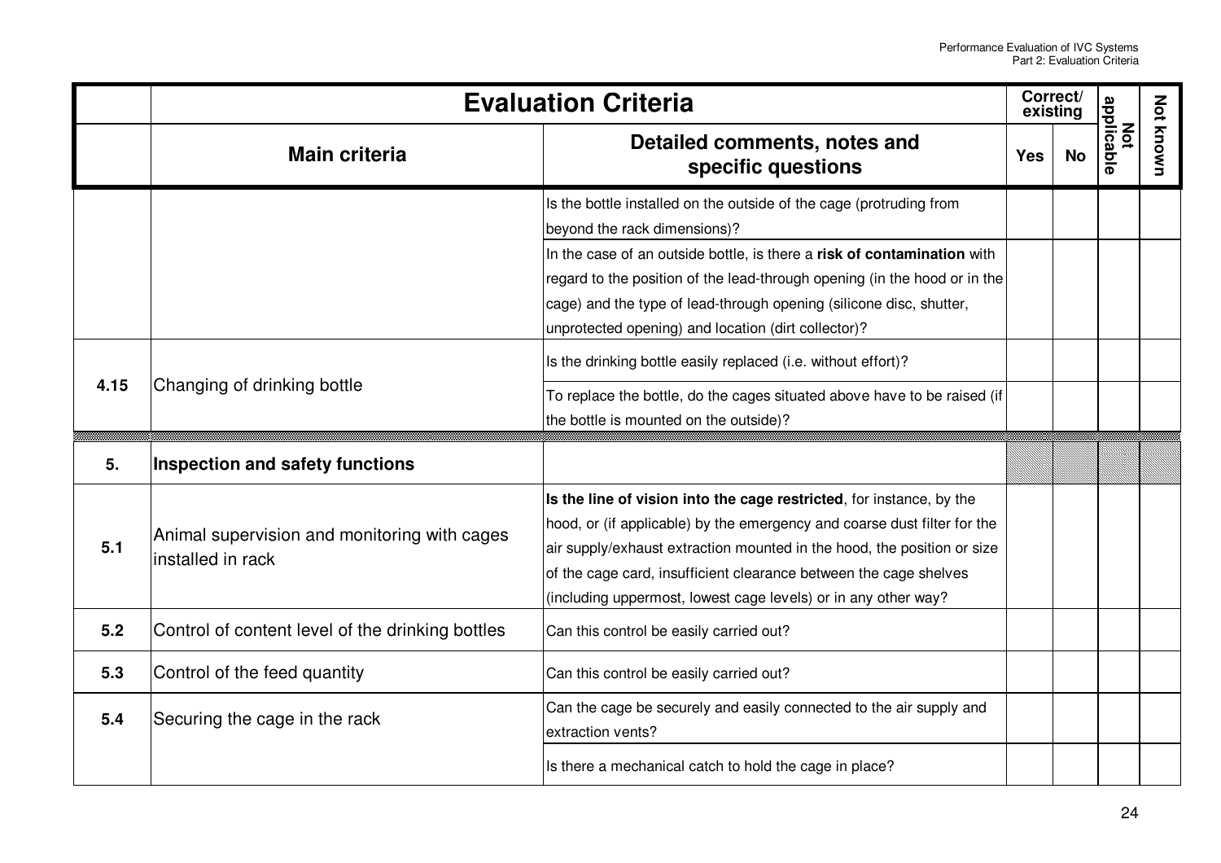| | Evaluation Criteria | | Correct/ existing | | Not applicable | Not known |
|---|---|---|---|---|---|---|
| | **Main criteria** | **Detailed comments, notes and specific questions** | **Yes** | **No** | | |
| | | Is the bottle installed on the outside of the cage (protruding from beyond the rack dimensions)? | | | | |
| | | In the case of an outside bottle, is there a **risk of contamination** with regard to the position of the lead-through opening (in the hood or in the cage) and the type of lead-through opening (silicone disc, shutter, unprotected opening) and location (dirt collector)? | | | | |
| **4.15** | Changing of drinking bottle | Is the drinking bottle easily replaced (i.e. without effort)? | | | | |
| | | To replace the bottle, do the cages situated above have to be raised (if the bottle is mounted on the outside)? | | | | |
| **5.** | **Inspection and safety functions** | | | | | |
| **5.1** | Animal supervision and monitoring with cages installed in rack | **Is the line of vision into the cage restricted**, for instance, by the hood, or (if applicable) by the emergency and coarse dust filter for the air supply/exhaust extraction mounted in the hood, the position or size of the cage card, insufficient clearance between the cage shelves (including uppermost, lowest cage levels) or in any other way? | | | | |
| **5.2** | Control of content level of the drinking bottles | Can this control be easily carried out? | | | | |
| **5.3** | Control of the feed quantity | Can this control be easily carried out? | | | | |
| **5.4** | Securing the cage in the rack | Can the cage be securely and easily connected to the air supply and extraction vents? | | | | |
| | | Is there a mechanical catch to hold the cage in place? | | | | |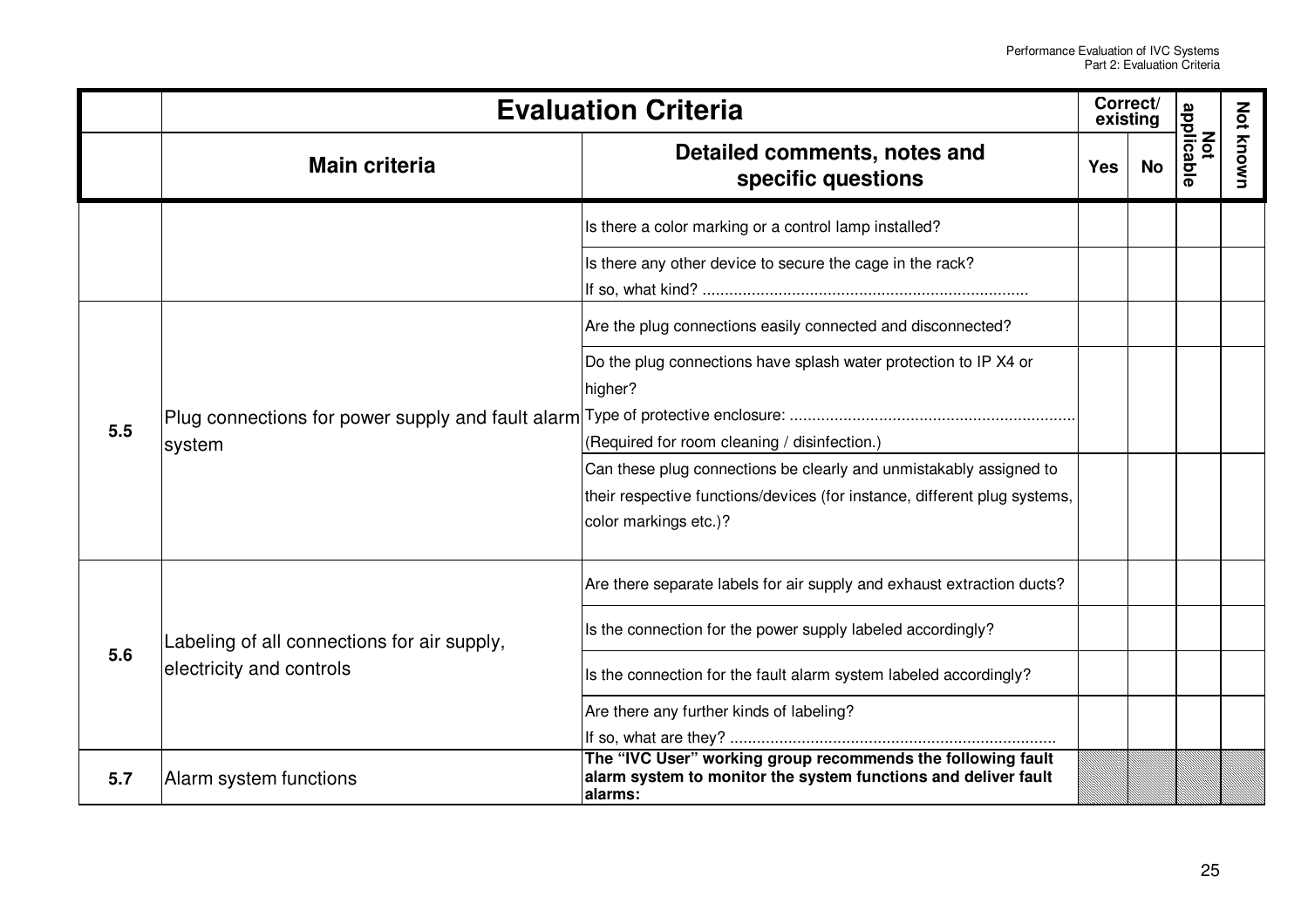| | Evaluation Criteria | | Correct/ existing | | Not applicable | Not known |
|---|---|---|---|---|---|---|
| | **Main criteria** | **Detailed comments, notes and specific questions** | **Yes** | **No** | | |
| | | Is there a color marking or a control lamp installed? | | | | |
| | | Is there any other device to secure the cage in the rack? If so, what kind? ........................................................................ | | | | |
| **5.5** | Plug connections for power supply and fault alarm system | Are the plug connections easily connected and disconnected? | | | | |
| | | Do the plug connections have splash water protection to IP X4 or higher? Type of protective enclosure: ................................................................ (Required for room cleaning / disinfection.) | | | | |
| | | Can these plug connections be clearly and unmistakably assigned to their respective functions/devices (for instance, different plug systems, color markings etc.)? | | | | |
| **5.6** | Labeling of all connections for air supply, electricity and controls | Are there separate labels for air supply and exhaust extraction ducts? | | | | |
| | | Is the connection for the power supply labeled accordingly? | | | | |
| | | Is the connection for the fault alarm system labeled accordingly? | | | | |
| | | Are there any further kinds of labeling? If so, what are they? ........................................................................ | | | | |
| **5.7** | Alarm system functions | **The "IVC User" working group recommends the following fault alarm system to monitor the system functions and deliver fault alarms:** | | | | |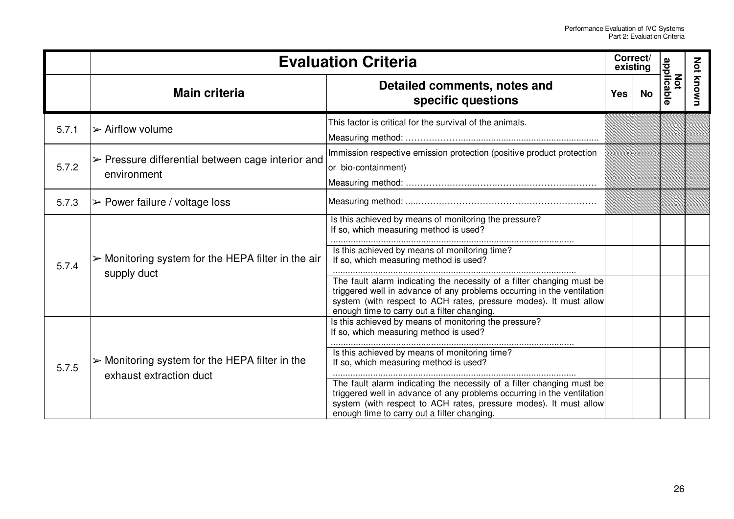| | Evaluation Criteria | | Correct/ existing | | Not applicable | Not known |
|---|---|---|---|---|---|---|
| | **Main criteria** | **Detailed comments, notes and specific questions** | **Yes** | **No** | | |
| 5.7.1 | ➢ Airflow volume | This factor is critical for the survival of the animals. Measuring method: ……………….......................................................... | | | | |
| 5.7.2 | ➢ Pressure differential between cage interior and environment | Immission respective emission protection (positive product protection or bio-containment) Measuring method: ……………………...…………………………………… | | | | |
| 5.7.3 | ➢ Power failure / voltage loss | Measuring method: .....……………………………………………………. | | | | |
| 5.7.4 | ➢ Monitoring system for the HEPA filter in the air supply duct | Is this achieved by means of monitoring the pressure? If so, which measuring method is used? ................................................................................................ | | | | |
| | | Is this achieved by means of monitoring time? If so, which measuring method is used? ................................................................................................ | | | | |
| | | The fault alarm indicating the necessity of a filter changing must be triggered well in advance of any problems occurring in the ventilation system (with respect to ACH rates, pressure modes). It must allow enough time to carry out a filter changing. | | | | |
| 5.7.5 | ➢ Monitoring system for the HEPA filter in the exhaust extraction duct | Is this achieved by means of monitoring the pressure? If so, which measuring method is used? ................................................................................................ | | | | |
| | | Is this achieved by means of monitoring time? If so, which measuring method is used? ................................................................................................ | | | | |
| | | The fault alarm indicating the necessity of a filter changing must be triggered well in advance of any problems occurring in the ventilation system (with respect to ACH rates, pressure modes). It must allow enough time to carry out a filter changing. | | | | |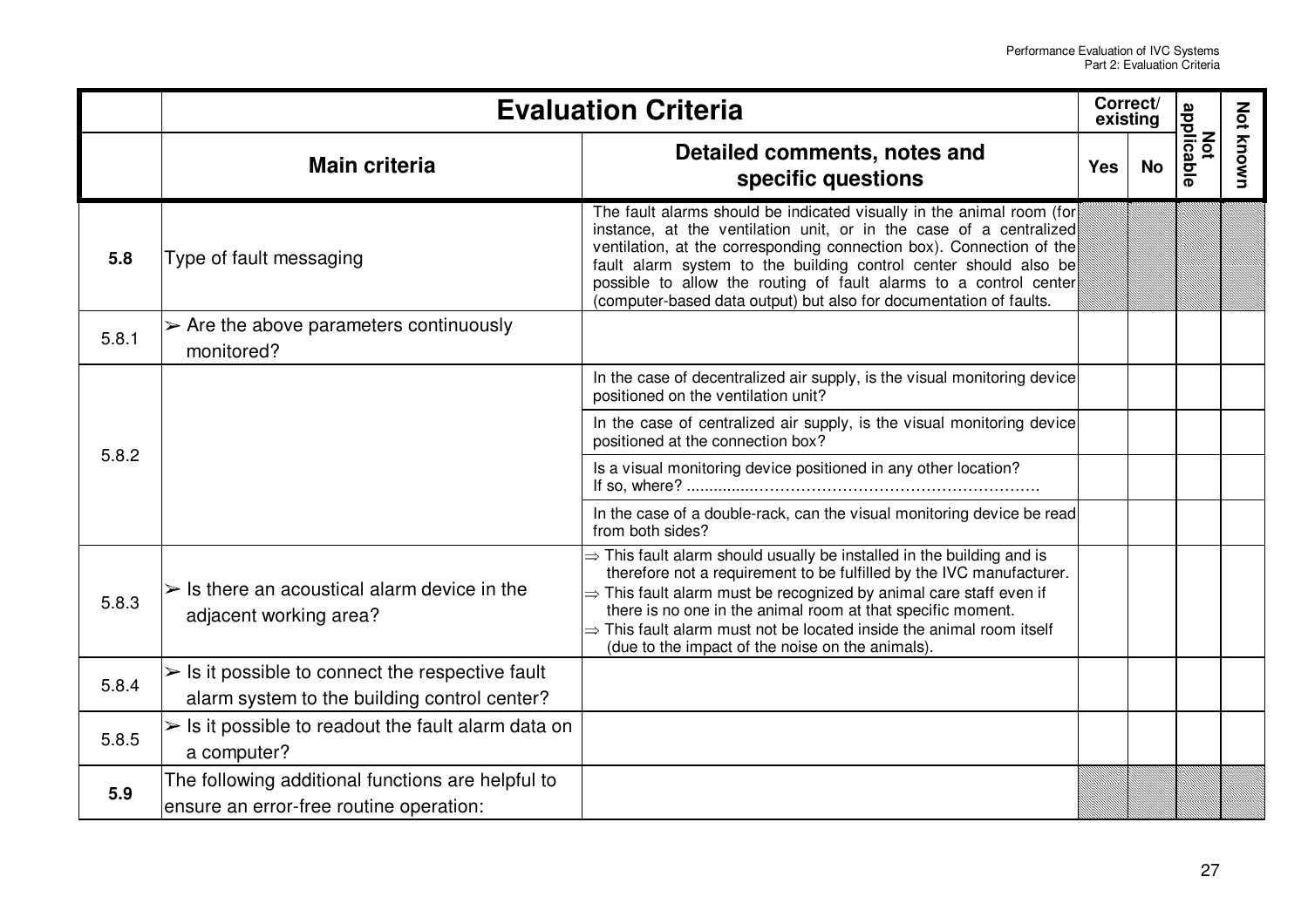| | Evaluation Criteria | | Correct/ existing | | Not applicable | Not known |
|---|---|---|---|---|---|---|
| | **Main criteria** | **Detailed comments, notes and specific questions** | **Yes** | **No** | | |
| **5.8** | Type of fault messaging | The fault alarms should be indicated visually in the animal room (for instance, at the ventilation unit, or in the case of a centralized ventilation, at the corresponding connection box). Connection of the fault alarm system to the building control center should also be possible to allow the routing of fault alarms to a control center (computer-based data output) but also for documentation of faults. | | | | |
| 5.8.1 | ➢ Are the above parameters continuously monitored? | | | | | |
| 5.8.2 | | In the case of decentralized air supply, is the visual monitoring device positioned on the ventilation unit? | | | | |
| | | In the case of centralized air supply, is the visual monitoring device positioned at the connection box? | | | | |
| | | Is a visual monitoring device positioned in any other location? If so, where? ................................................................... | | | | |
| | | In the case of a double-rack, can the visual monitoring device be read from both sides? | | | | |
| 5.8.3 | ➢ Is there an acoustical alarm device in the adjacent working area? | ⇒ This fault alarm should usually be installed in the building and is therefore not a requirement to be fulfilled by the IVC manufacturer. ⇒ This fault alarm must be recognized by animal care staff even if there is no one in the animal room at that specific moment. ⇒ This fault alarm must not be located inside the animal room itself (due to the impact of the noise on the animals). | | | | |
| 5.8.4 | ➢ Is it possible to connect the respective fault alarm system to the building control center? | | | | | |
| 5.8.5 | ➢ Is it possible to readout the fault alarm data on a computer? | | | | | |
| **5.9** | The following additional functions are helpful to ensure an error-free routine operation: | | | | | |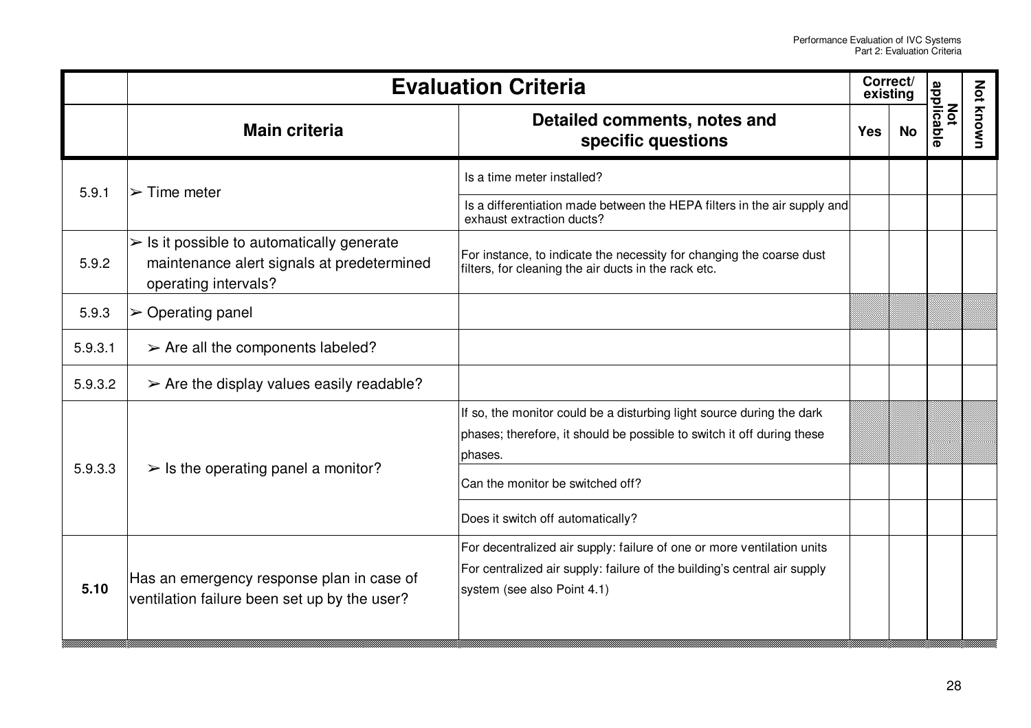| | Evaluation Criteria | | Correct/ existing | | Not applicable | Not known |
|---|---|---|---|---|---|---|
| | **Main criteria** | **Detailed comments, notes and specific questions** | **Yes** | **No** | | |
| 5.9.1 | ➢ Time meter | Is a time meter installed? | | | | |
| | | Is a differentiation made between the HEPA filters in the air supply and exhaust extraction ducts? | | | | |
| 5.9.2 | ➢ Is it possible to automatically generate maintenance alert signals at predetermined operating intervals? | For instance, to indicate the necessity for changing the coarse dust filters, for cleaning the air ducts in the rack etc. | | | | |
| 5.9.3 | ➢ Operating panel | | | | | |
| 5.9.3.1 | ➢ Are all the components labeled? | | | | | |
| 5.9.3.2 | ➢ Are the display values easily readable? | | | | | |
| 5.9.3.3 | ➢ Is the operating panel a monitor? | If so, the monitor could be a disturbing light source during the dark phases; therefore, it should be possible to switch it off during these phases. | | | | |
| | | Can the monitor be switched off? | | | | |
| | | Does it switch off automatically? | | | | |
| **5.10** | Has an emergency response plan in case of ventilation failure been set up by the user? | For decentralized air supply: failure of one or more ventilation units<br>For centralized air supply: failure of the building's central air supply system (see also Point 4.1) | | | | |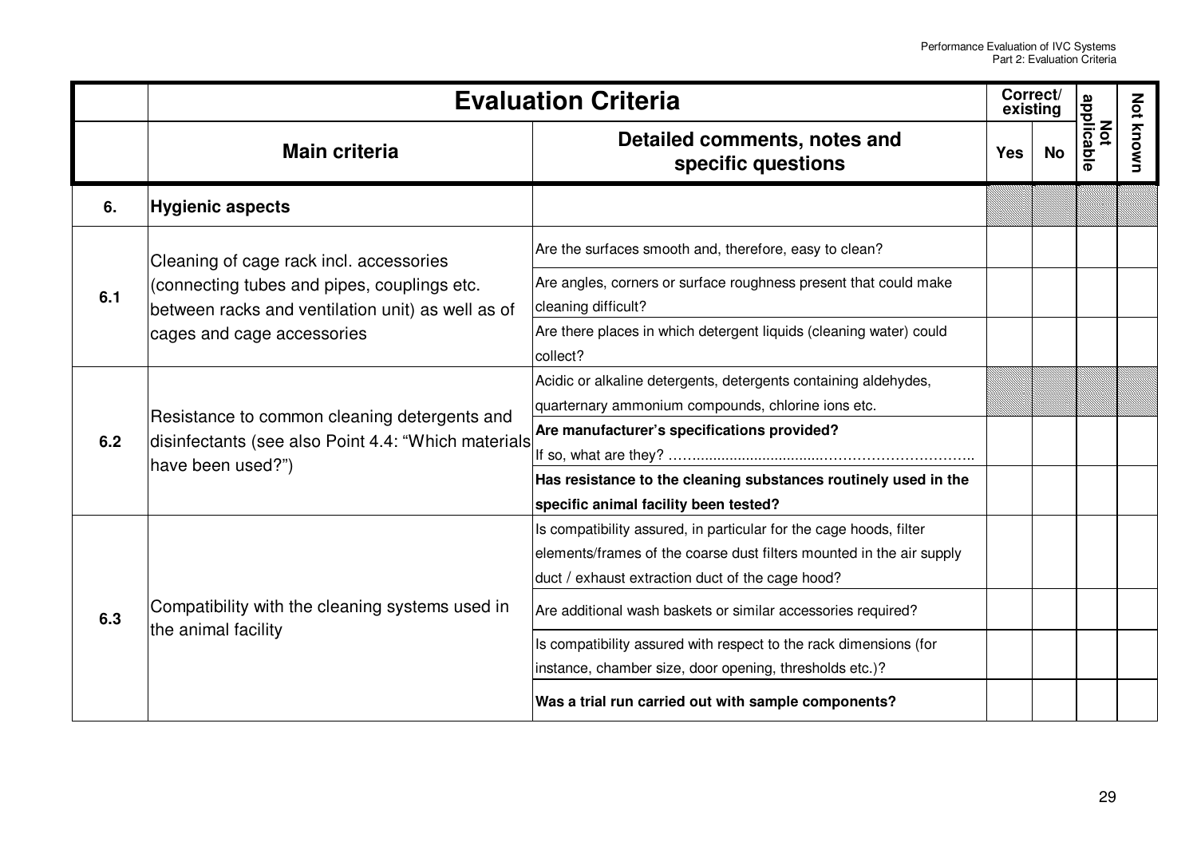| | Evaluation Criteria | | Correct/ existing | | Not applicable | Not known |
|---|---|---|---|---|---|---|
| | **Main criteria** | **Detailed comments, notes and specific questions** | **Yes** | **No** | | |
| **6.** | **Hygienic aspects** | | | | | |
| **6.1** | Cleaning of cage rack incl. accessories (connecting tubes and pipes, couplings etc. between racks and ventilation unit) as well as of cages and cage accessories | Are the surfaces smooth and, therefore, easy to clean? | | | | |
| | | Are angles, corners or surface roughness present that could make cleaning difficult? | | | | |
| | | Are there places in which detergent liquids (cleaning water) could collect? | | | | |
| **6.2** | Resistance to common cleaning detergents and disinfectants (see also Point 4.4: "Which materials have been used?") | Acidic or alkaline detergents, detergents containing aldehydes, quarternary ammonium compounds, chlorine ions etc. | | | | |
| | | **Are manufacturer's specifications provided?** If so, what are they? ……............................…………………………. | | | | |
| | | **Has resistance to the cleaning substances routinely used in the specific animal facility been tested?** | | | | |
| **6.3** | Compatibility with the cleaning systems used in the animal facility | Is compatibility assured, in particular for the cage hoods, filter elements/frames of the coarse dust filters mounted in the air supply duct / exhaust extraction duct of the cage hood? | | | | |
| | | Are additional wash baskets or similar accessories required? | | | | |
| | | Is compatibility assured with respect to the rack dimensions (for instance, chamber size, door opening, thresholds etc.)? | | | | |
| | | **Was a trial run carried out with sample components?** | | | | |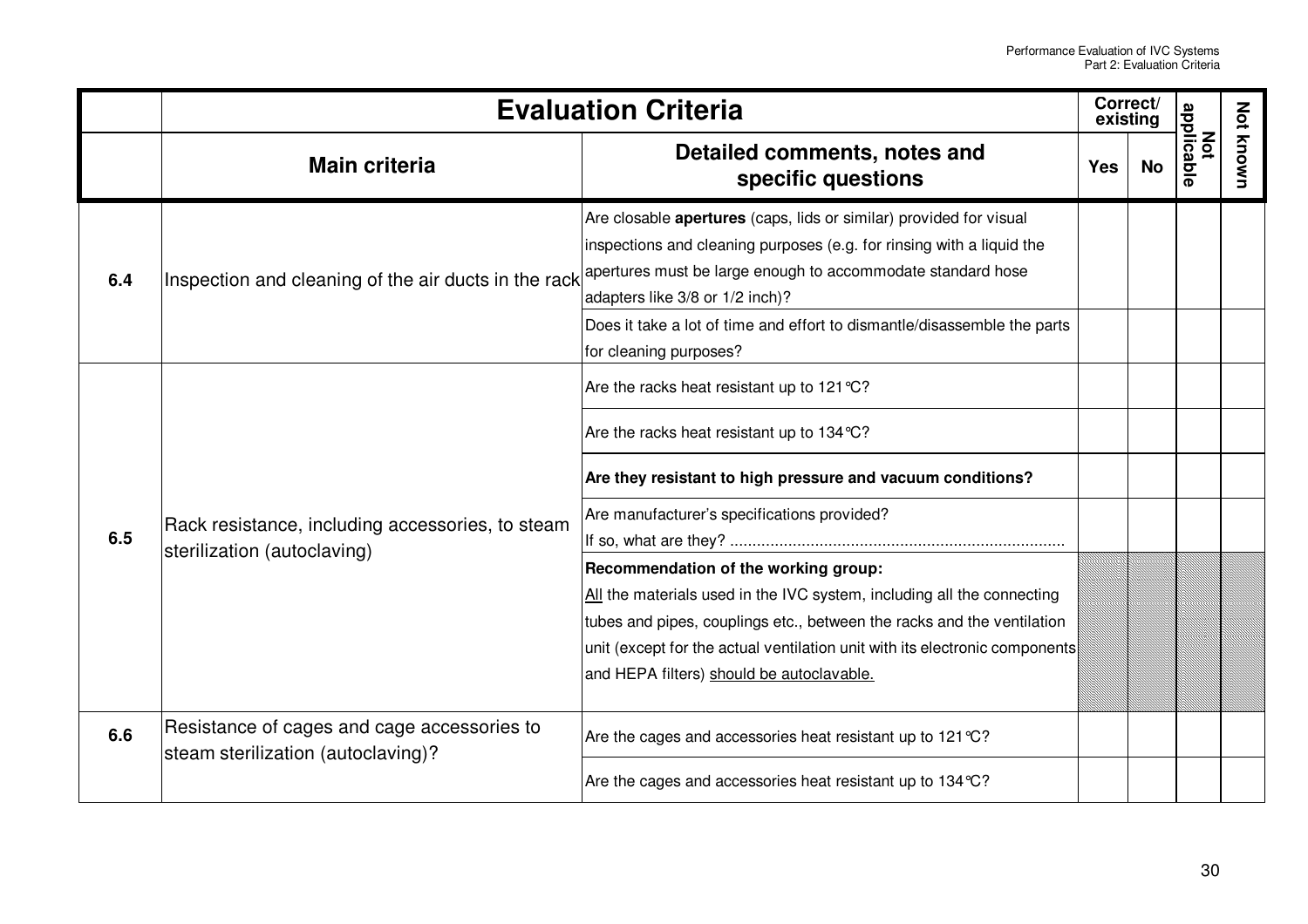| | Evaluation Criteria | | Correct/ existing | | Not applicable | Not known |
|---|---|---|---|---|---|---|
| | **Main criteria** | **Detailed comments, notes and specific questions** | **Yes** | **No** | | |
| **6.4** | Inspection and cleaning of the air ducts in the rack | Are closable **apertures** (caps, lids or similar) provided for visual inspections and cleaning purposes (e.g. for rinsing with a liquid the apertures must be large enough to accommodate standard hose adapters like 3/8 or 1/2 inch)? | | | | |
| | | Does it take a lot of time and effort to dismantle/disassemble the parts for cleaning purposes? | | | | |
| **6.5** | Rack resistance, including accessories, to steam sterilization (autoclaving) | Are the racks heat resistant up to 121°C? | | | | |
| | | Are the racks heat resistant up to 134°C? | | | | |
| | | **Are they resistant to high pressure and vacuum conditions?** | | | | |
| | | Are manufacturer's specifications provided? If so, what are they? .......................................................................... | | | | |
| | | **Recommendation of the working group:** All the materials used in the IVC system, including all the connecting tubes and pipes, couplings etc., between the racks and the ventilation unit (except for the actual ventilation unit with its electronic components and HEPA filters) should be autoclavable. | | | | |
| **6.6** | Resistance of cages and cage accessories to steam sterilization (autoclaving)? | Are the cages and accessories heat resistant up to 121°C? | | | | |
| | | Are the cages and accessories heat resistant up to 134°C? | | | | |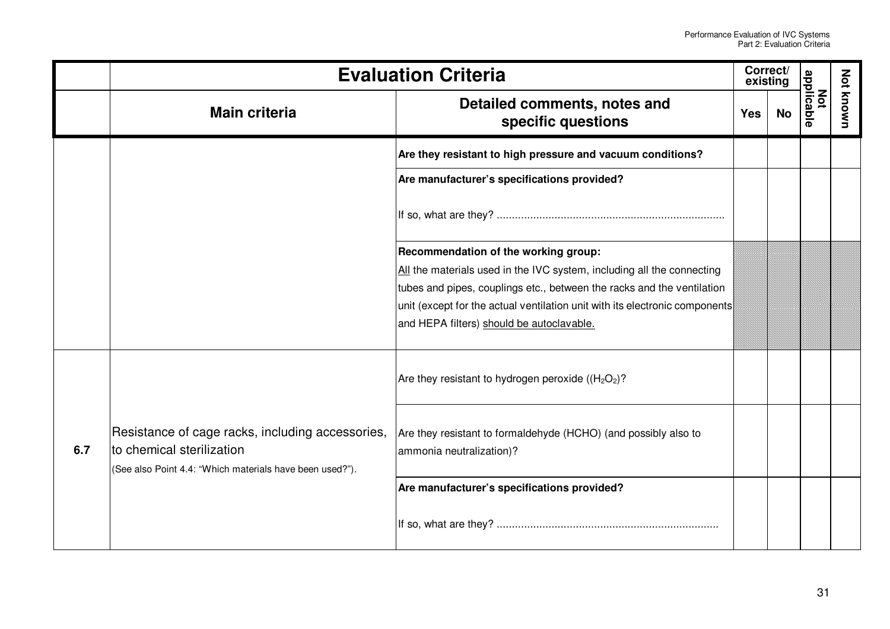| | Evaluation Criteria | | Correct/ existing | | Not applicable | Not known |
|---|---|---|---|---|---|---|
| | **Main criteria** | **Detailed comments, notes and specific questions** | **Yes** | **No** | | |
| | | **Are they resistant to high pressure and vacuum conditions?** | | | | |
| | | **Are manufacturer's specifications provided?** If so, what are they? ......................................................................... | | | | |
| | | **Recommendation of the working group:** All the materials used in the IVC system, including all the connecting tubes and pipes, couplings etc., between the racks and the ventilation unit (except for the actual ventilation unit with its electronic components and HEPA filters) should be autoclavable. | | | | |
| **6.7** | Resistance of cage racks, including accessories, to chemical sterilization (See also Point 4.4: "Which materials have been used?"). | Are they resistant to hydrogen peroxide (($H_2O_2$)? | | | | |
| | | Are they resistant to formaldehyde (HCHO) (and possibly also to ammonia neutralization)? | | | | |
| | | **Are manufacturer's specifications provided?** If so, what are they? ....................................................................... | | | | |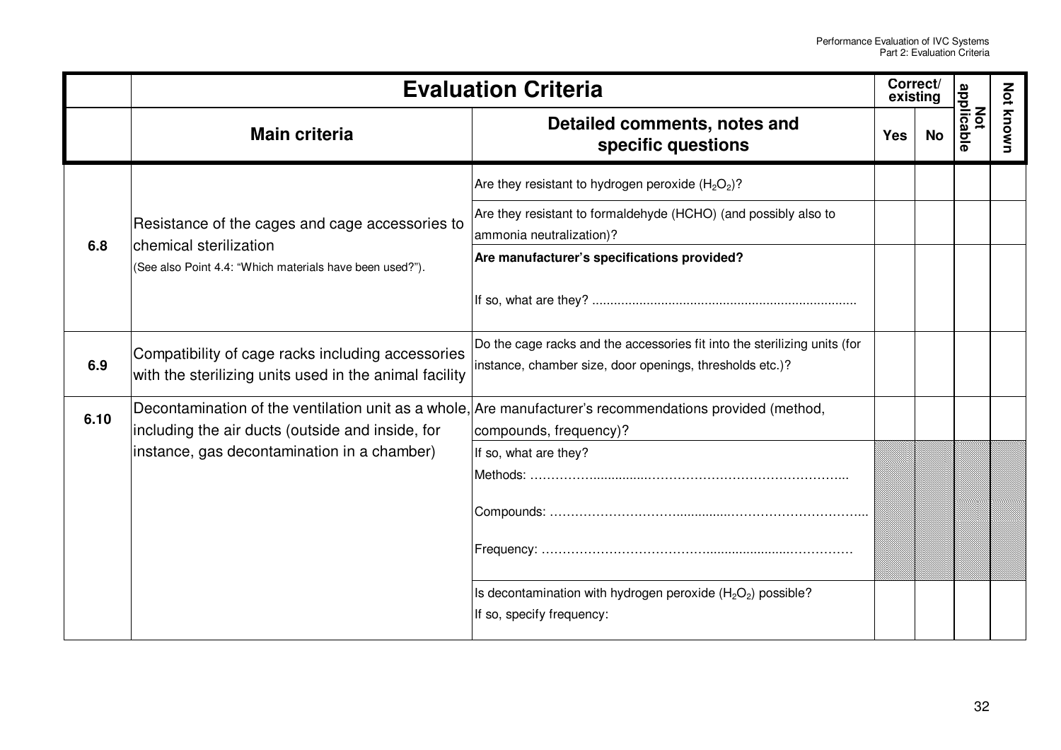| | **Evaluation Criteria** | | **Correct/ existing** | | **Not applicable** | **Not known** |
|---|---|---|---|---|---|---|
| | **Main criteria** | **Detailed comments, notes and specific questions** | **Yes** | **No** | | |
| 6.8 | Resistance of the cages and cage accessories to chemical sterilization (See also Point 4.4: "Which materials have been used?"). | Are they resistant to hydrogen peroxide ($H_2O_2$)? | | | | |
| | | Are they resistant to formaldehyde (HCHO) (and possibly also to ammonia neutralization)? | | | | |
| | | **Are manufacturer's specifications provided?** If so, what are they? ........................................................................ | | | | |
| 6.9 | Compatibility of cage racks including accessories with the sterilizing units used in the animal facility | Do the cage racks and the accessories fit into the sterilizing units (for instance, chamber size, door openings, thresholds etc.)? | | | | |
| 6.10 | Decontamination of the ventilation unit as a whole, including the air ducts (outside and inside, for instance, gas decontamination in a chamber) | Are manufacturer's recommendations provided (method, compounds, frequency)? | | | | |
| | | If so, what are they? Methods: ……………...............………………………………….. Compounds: …………………………..............……………………….... Frequency: ……………………………………........................…………… | | | | |
| | | Is decontamination with hydrogen peroxide ($H_2O_2$) possible? If so, specify frequency: | | | | |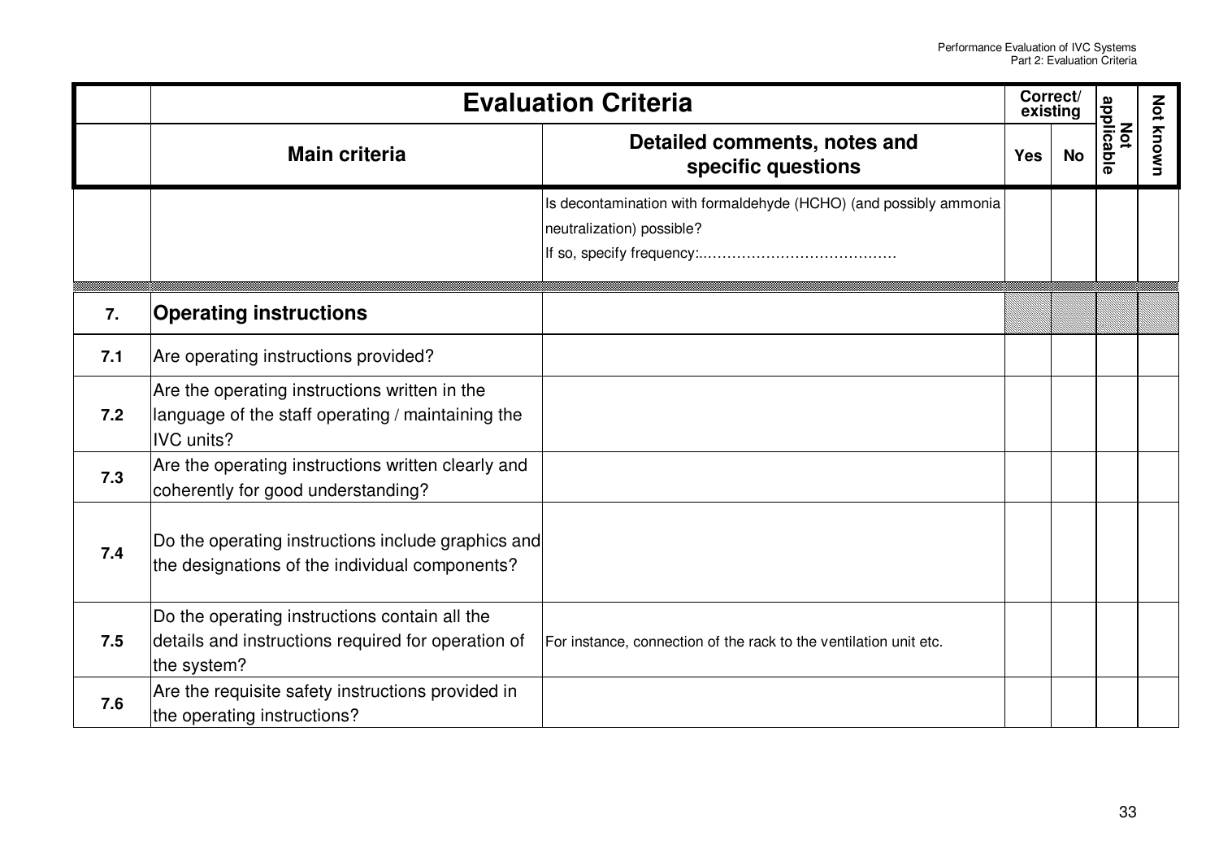| | Evaluation Criteria | | Correct/ existing | | Not applicable | Not known |
|---|---|---|---|---|---|---|
| | **Main criteria** | **Detailed comments, notes and specific questions** | **Yes** | **No** | | |
| | | Is decontamination with formaldehyde (HCHO) (and possibly ammonia neutralization) possible? If so, specify frequency:…………………………………… | | | | |
| **7.** | **Operating instructions** | | | | | |
| **7.1** | Are operating instructions provided? | | | | | |
| **7.2** | Are the operating instructions written in the language of the staff operating / maintaining the IVC units? | | | | | |
| **7.3** | Are the operating instructions written clearly and coherently for good understanding? | | | | | |
| **7.4** | Do the operating instructions include graphics and the designations of the individual components? | | | | | |
| **7.5** | Do the operating instructions contain all the details and instructions required for operation of the system? | For instance, connection of the rack to the ventilation unit etc. | | | | |
| **7.6** | Are the requisite safety instructions provided in the operating instructions? | | | | | |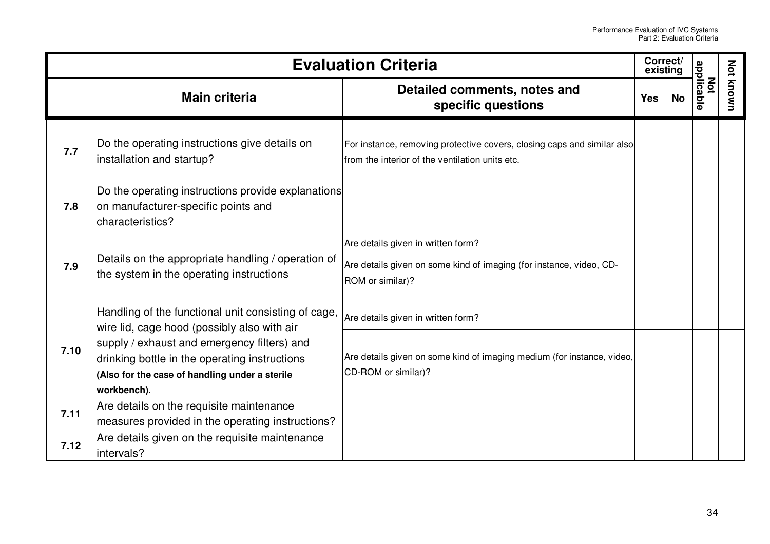| | Evaluation Criteria | | Correct/ existing | | Not applicable | Not known |
|---|---|---|---|---|---|---|
| | **Main criteria** | **Detailed comments, notes and specific questions** | **Yes** | **No** | | |
| **7.7** | Do the operating instructions give details on installation and startup? | For instance, removing protective covers, closing caps and similar also from the interior of the ventilation units etc. | | | | |
| **7.8** | Do the operating instructions provide explanations on manufacturer-specific points and characteristics? | | | | | |
| **7.9** | Details on the appropriate handling / operation of the system in the operating instructions | Are details given in written form? | | | | |
| | | Are details given on some kind of imaging (for instance, video, CD-ROM or similar)? | | | | |
| **7.10** | Handling of the functional unit consisting of cage, wire lid, cage hood (possibly also with air supply / exhaust and emergency filters) and drinking bottle in the operating instructions **(Also for the case of handling under a sterile workbench)**. | Are details given in written form? | | | | |
| | | Are details given on some kind of imaging medium (for instance, video, CD-ROM or similar)? | | | | |
| **7.11** | Are details on the requisite maintenance measures provided in the operating instructions? | | | | | |
| **7.12** | Are details given on the requisite maintenance intervals? | | | | | |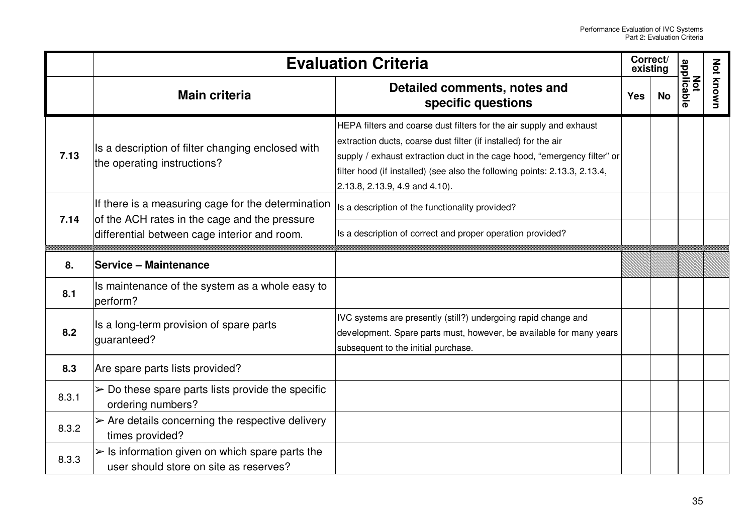| | Evaluation Criteria | | Correct/ existing | | Not applicable | Not known |
|---|---|---|---|---|---|---|
| | **Main criteria** | **Detailed comments, notes and specific questions** | **Yes** | **No** | | |
| **7.13** | Is a description of filter changing enclosed with the operating instructions? | HEPA filters and coarse dust filters for the air supply and exhaust extraction ducts, coarse dust filter (if installed) for the air supply / exhaust extraction duct in the cage hood, “emergency filter” or filter hood (if installed) (see also the following points: 2.13.3, 2.13.4, 2.13.8, 2.13.9, 4.9 and 4.10). | | | | |
| **7.14** | If there is a measuring cage for the determination of the ACH rates in the cage and the pressure differential between cage interior and room. | Is a description of the functionality provided? | | | | |
| | | Is a description of correct and proper operation provided? | | | | |
| **8.** | **Service – Maintenance** | | | | | |
| **8.1** | Is maintenance of the system as a whole easy to perform? | | | | | |
| **8.2** | Is a long-term provision of spare parts guaranteed? | IVC systems are presently (still?) undergoing rapid change and development. Spare parts must, however, be available for many years subsequent to the initial purchase. | | | | |
| **8.3** | Are spare parts lists provided? | | | | | |
| 8.3.1 | ➢ Do these spare parts lists provide the specific ordering numbers? | | | | | |
| 8.3.2 | ➢ Are details concerning the respective delivery times provided? | | | | | |
| 8.3.3 | ➢ Is information given on which spare parts the user should store on site as reserves? | | | | | |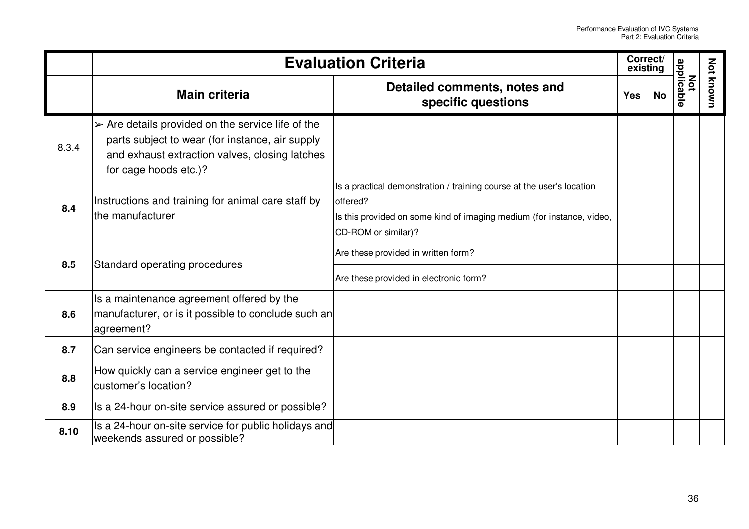| | Evaluation Criteria | | Correct/ existing | | Not applicable | Not known |
|---|---|---|---|---|---|---|
| | **Main criteria** | **Detailed comments, notes and specific questions** | **Yes** | **No** | | |
| 8.3.4 | ➢ Are details provided on the service life of the parts subject to wear (for instance, air supply and exhaust extraction valves, closing latches for cage hoods etc.)? | | | | | |
| **8.4** | Instructions and training for animal care staff by the manufacturer | Is a practical demonstration / training course at the user's location offered? | | | | |
| | | Is this provided on some kind of imaging medium (for instance, video, CD-ROM or similar)? | | | | |
| **8.5** | Standard operating procedures | Are these provided in written form? | | | | |
| | | Are these provided in electronic form? | | | | |
| **8.6** | Is a maintenance agreement offered by the manufacturer, or is it possible to conclude such an agreement? | | | | | |
| **8.7** | Can service engineers be contacted if required? | | | | | |
| **8.8** | How quickly can a service engineer get to the customer's location? | | | | | |
| **8.9** | Is a 24-hour on-site service assured or possible? | | | | | |
| **8.10** | Is a 24-hour on-site service for public holidays and weekends assured or possible? | | | | | |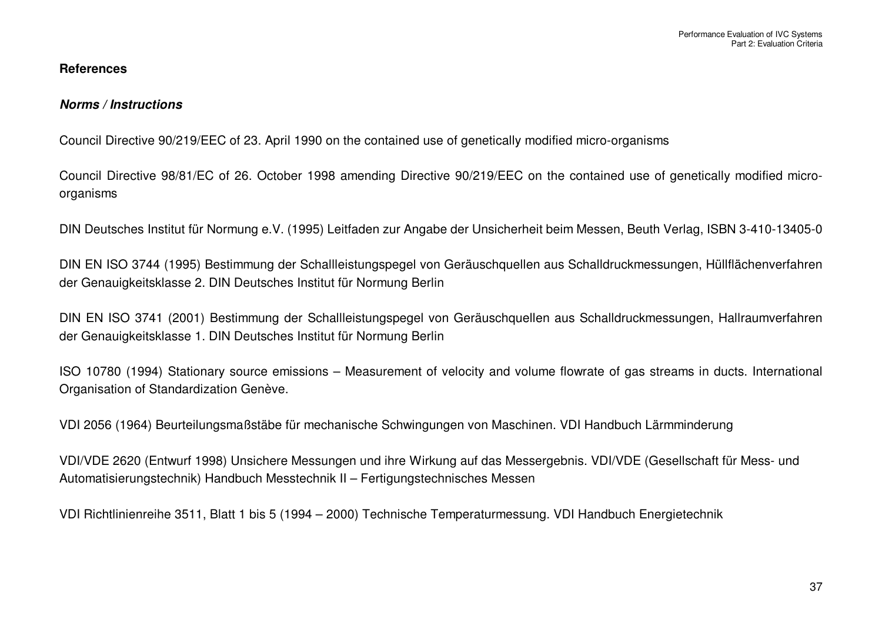## References

### *Norms / Instructions*

Council Directive 90/219/EEC of 23. April 1990 on the contained use of genetically modified micro-organisms

Council Directive 98/81/EC of 26. October 1998 amending Directive 90/219/EEC on the contained use of genetically modified micro-organisms

DIN Deutsches Institut für Normung e.V. (1995) Leitfaden zur Angabe der Unsicherheit beim Messen, Beuth Verlag, ISBN 3-410-13405-0

DIN EN ISO 3744 (1995) Bestimmung der Schallleistungspegel von Geräuschquellen aus Schalldruckmessungen, Hüllflächenverfahren der Genauigkeitsklasse 2. DIN Deutsches Institut für Normung Berlin

DIN EN ISO 3741 (2001) Bestimmung der Schallleistungspegel von Geräuschquellen aus Schalldruckmessungen, Hallraumverfahren der Genauigkeitsklasse 1. DIN Deutsches Institut für Normung Berlin

ISO 10780 (1994) Stationary source emissions – Measurement of velocity and volume flowrate of gas streams in ducts. International Organisation of Standardization Genève.

VDI 2056 (1964) Beurteilungsmaßstäbe für mechanische Schwingungen von Maschinen. VDI Handbuch Lärmminderung

VDI/VDE 2620 (Entwurf 1998) Unsichere Messungen und ihre Wirkung auf das Messergebnis. VDI/VDE (Gesellschaft für Mess- und Automatisierungstechnik) Handbuch Messtechnik II – Fertigungstechnisches Messen

VDI Richtlinienreihe 3511, Blatt 1 bis 5 (1994 – 2000) Technische Temperaturmessung. VDI Handbuch Energietechnik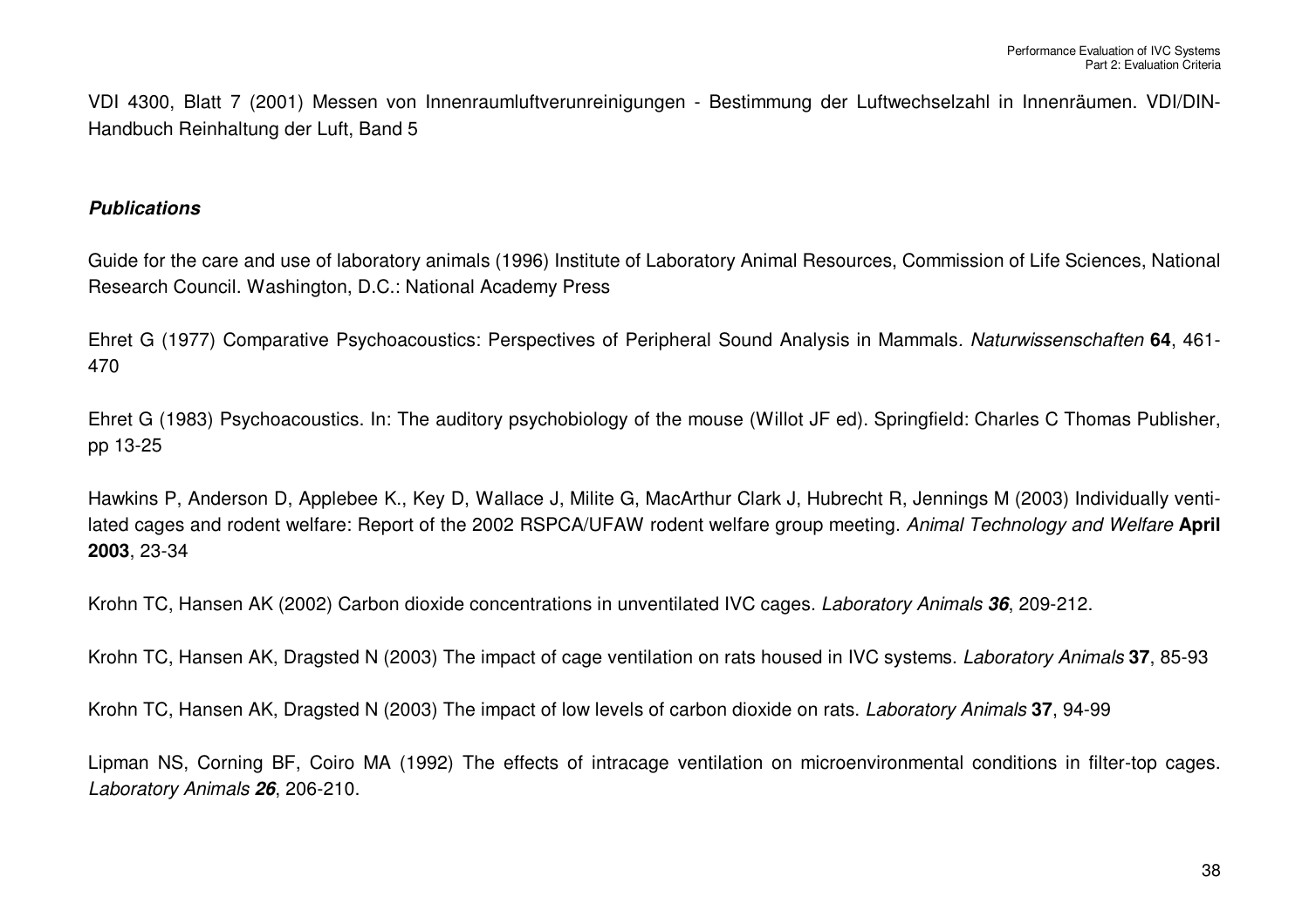VDI 4300, Blatt 7 (2001) Messen von Innenraumluftverunreinigungen - Bestimmung der Luftwechselzahl in Innenräumen. VDI/DIN-Handbuch Reinhaltung der Luft, Band 5

### ***Publications***

Guide for the care and use of laboratory animals (1996) Institute of Laboratory Animal Resources, Commission of Life Sciences, National Research Council. Washington, D.C.: National Academy Press

Ehret G (1977) Comparative Psychoacoustics: Perspectives of Peripheral Sound Analysis in Mammals. *Naturwissenschaften* **64**, 461-470

Ehret G (1983) Psychoacoustics. In: The auditory psychobiology of the mouse (Willot JF ed). Springfield: Charles C Thomas Publisher, pp 13-25

Hawkins P, Anderson D, Applebee K., Key D, Wallace J, Milite G, MacArthur Clark J, Hubrecht R, Jennings M (2003) Individually ventilated cages and rodent welfare: Report of the 2002 RSPCA/UFAW rodent welfare group meeting. *Animal Technology and Welfare* **April 2003**, 23-34

Krohn TC, Hansen AK (2002) Carbon dioxide concentrations in unventilated IVC cages. *Laboratory Animals **36***, 209-212.

Krohn TC, Hansen AK, Dragsted N (2003) The impact of cage ventilation on rats housed in IVC systems. *Laboratory Animals* **37**, 85-93

Krohn TC, Hansen AK, Dragsted N (2003) The impact of low levels of carbon dioxide on rats. *Laboratory Animals* **37**, 94-99

Lipman NS, Corning BF, Coiro MA (1992) The effects of intracage ventilation on microenvironmental conditions in filter-top cages. *Laboratory Animals **26***, 206-210.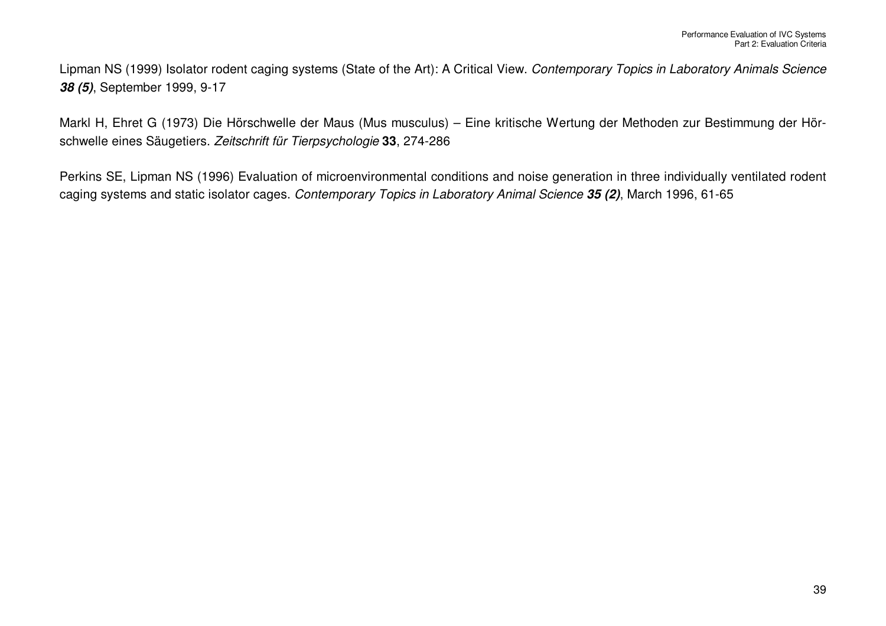Lipman NS (1999) Isolator rodent caging systems (State of the Art): A Critical View. *Contemporary Topics in Laboratory Animals Science* ***38 (5)***, September 1999, 9-17

Markl H, Ehret G (1973) Die Hörschwelle der Maus (Mus musculus) – Eine kritische Wertung der Methoden zur Bestimmung der Hörschwelle eines Säugetiers. *Zeitschrift für Tierpsychologie* **33**, 274-286

Perkins SE, Lipman NS (1996) Evaluation of microenvironmental conditions and noise generation in three individually ventilated rodent caging systems and static isolator cages. *Contemporary Topics in Laboratory Animal Science* ***35 (2)***, March 1996, 61-65